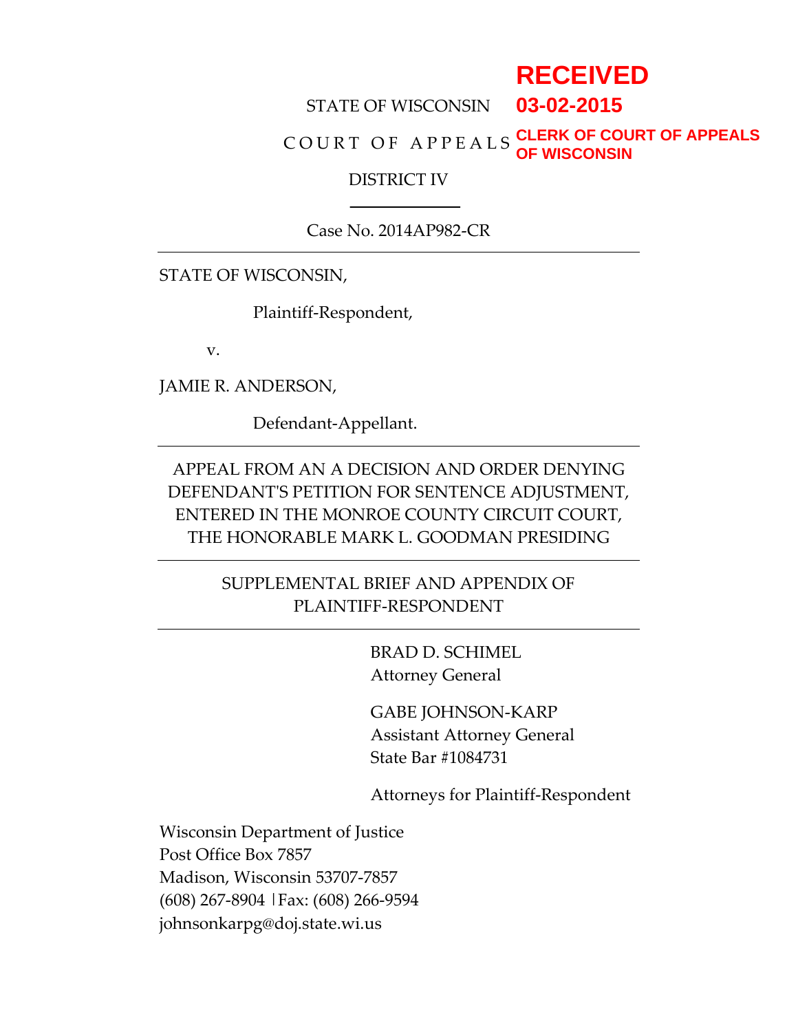RECEIVED
03-02-2015
CLERK OF COURT OF APPEALS
OF WISCONSIN

STATE OF WISCONSIN

COURT OF APPEALS

DISTRICT IV

Case No. 2014AP982-CR

---

STATE OF WISCONSIN,

Plaintiff-Respondent,

v.

JAMIE R. ANDERSON,

Defendant-Appellant.

---

APPEAL FROM AN A DECISION AND ORDER DENYING DEFENDANT'S PETITION FOR SENTENCE ADJUSTMENT, ENTERED IN THE MONROE COUNTY CIRCUIT COURT, THE HONORABLE MARK L. GOODMAN PRESIDING

---

SUPPLEMENTAL BRIEF AND APPENDIX OF PLAINTIFF-RESPONDENT

---

BRAD D. SCHIMEL
Attorney General

GABE JOHNSON-KARP
Assistant Attorney General
State Bar #1084731

Attorneys for Plaintiff-Respondent

Wisconsin Department of Justice
Post Office Box 7857
Madison, Wisconsin 53707-7857
(608) 267-8904 | Fax: (608) 266-9594
johnsonkarpg@doj.state.wi.us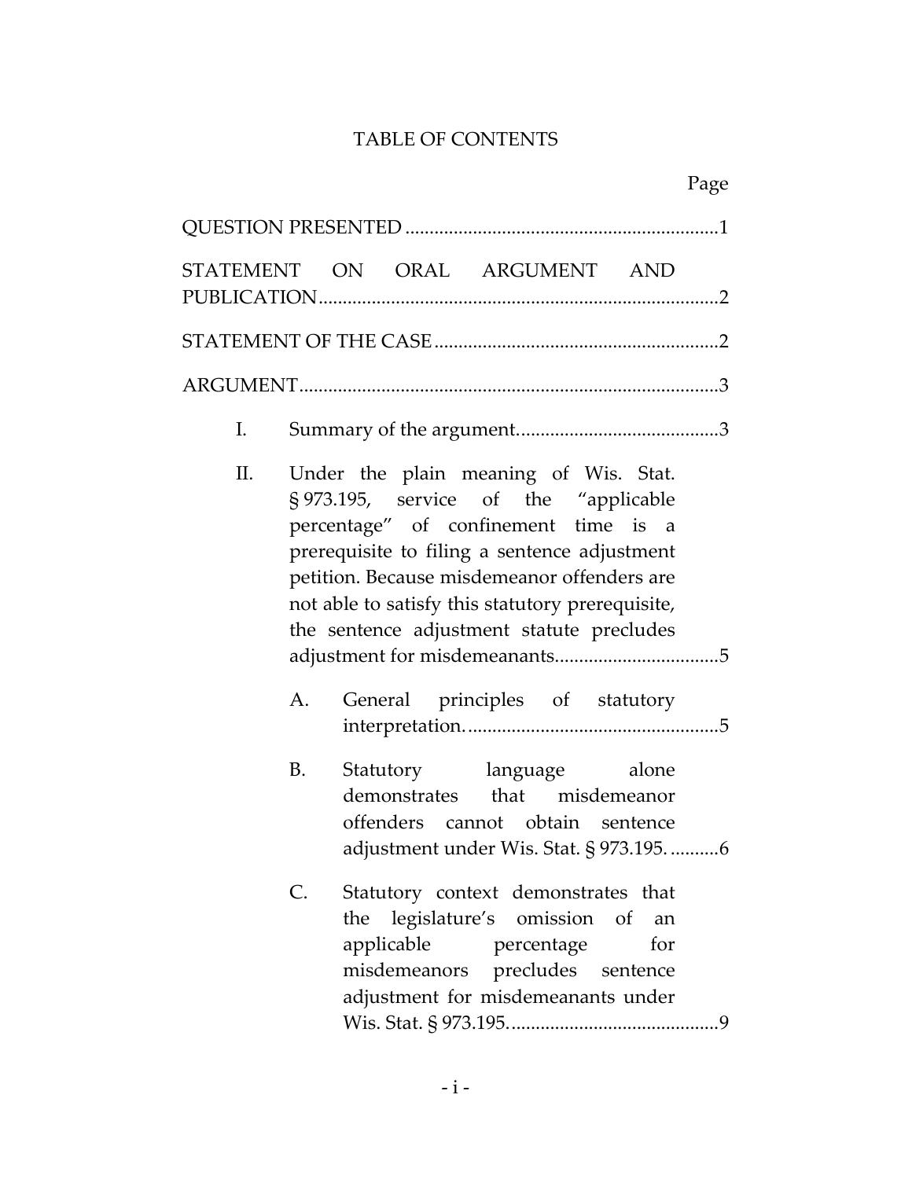# TABLE OF CONTENTS

Page

QUESTION PRESENTED ....................................................................1

STATEMENT ON ORAL ARGUMENT AND PUBLICATION....................................................................................2

STATEMENT OF THE CASE ............................................................2

ARGUMENT.......................................................................................3

I. Summary of the argument..........................................3

II. Under the plain meaning of Wis. Stat. § 973.195, service of the "applicable percentage" of confinement time is a prerequisite to filing a sentence adjustment petition. Because misdemeanor offenders are not able to satisfy this statutory prerequisite, the sentence adjustment statute precludes adjustment for misdemeanants..................................5

   A. General principles of statutory interpretation. ..................................................5

   B. Statutory language alone demonstrates that misdemeanor offenders cannot obtain sentence adjustment under Wis. Stat. § 973.195. ..........6

   C. Statutory context demonstrates that the legislature's omission of an applicable percentage for misdemeanors precludes sentence adjustment for misdemeanants under Wis. Stat. § 973.195. ..........................................9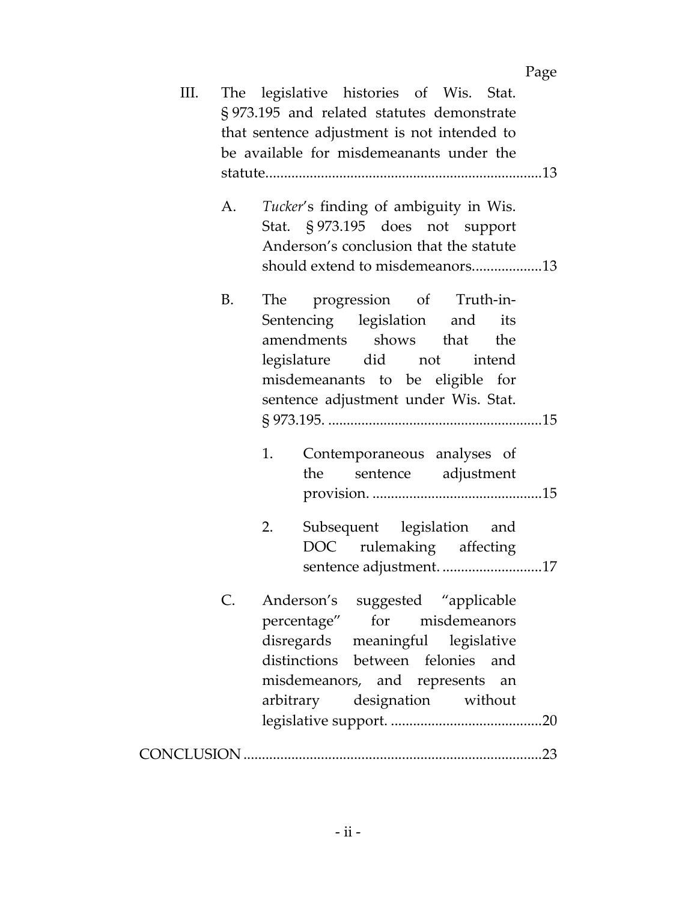| | Page |
|---|---|
| III. The legislative histories of Wis. Stat. § 973.195 and related statutes demonstrate that sentence adjustment is not intended to be available for misdemeanants under the statute | 13 |
| A. *Tucker*'s finding of ambiguity in Wis. Stat. § 973.195 does not support Anderson's conclusion that the statute should extend to misdemeanors | 13 |
| B. The progression of Truth-in-Sentencing legislation and its amendments shows that the legislature did not intend misdemeanants to be eligible for sentence adjustment under Wis. Stat. § 973.195. | 15 |
| 1. Contemporaneous analyses of the sentence adjustment provision. | 15 |
| 2. Subsequent legislation and DOC rulemaking affecting sentence adjustment. | 17 |
| C. Anderson's suggested "applicable percentage" for misdemeanors disregards meaningful legislative distinctions between felonies and misdemeanors, and represents an arbitrary designation without legislative support. | 20 |
| CONCLUSION | 23 |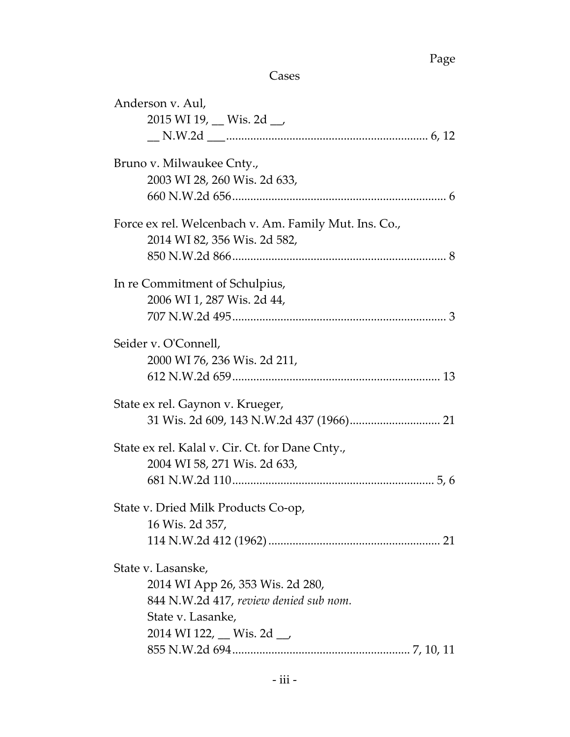Page

## Cases

Anderson v. Aul,
2015 WI 19, __ Wis. 2d __,
__ N.W.2d ___ .................................................................. 6, 12

Bruno v. Milwaukee Cnty.,
2003 WI 28, 260 Wis. 2d 633,
660 N.W.2d 656 ...................................................................... 6

Force ex rel. Welcenbach v. Am. Family Mut. Ins. Co.,
2014 WI 82, 356 Wis. 2d 582,
850 N.W.2d 866 ...................................................................... 8

In re Commitment of Schulpius,
2006 WI 1, 287 Wis. 2d 44,
707 N.W.2d 495 ...................................................................... 3

Seider v. O'Connell,
2000 WI 76, 236 Wis. 2d 211,
612 N.W.2d 659 .................................................................... 13

State ex rel. Gaynon v. Krueger,
31 Wis. 2d 609, 143 N.W.2d 437 (1966) .............................. 21

State ex rel. Kalal v. Cir. Ct. for Dane Cnty.,
2004 WI 58, 271 Wis. 2d 633,
681 N.W.2d 110 ................................................................. 5, 6

State v. Dried Milk Products Co-op,
16 Wis. 2d 357,
114 N.W.2d 412 (1962) ......................................................... 21

State v. Lasanske,
2014 WI App 26, 353 Wis. 2d 280,
844 N.W.2d 417, *review denied sub nom.*
State v. Lasanke,
2014 WI 122, __ Wis. 2d __,
855 N.W.2d 694 ........................................................... 7, 10, 11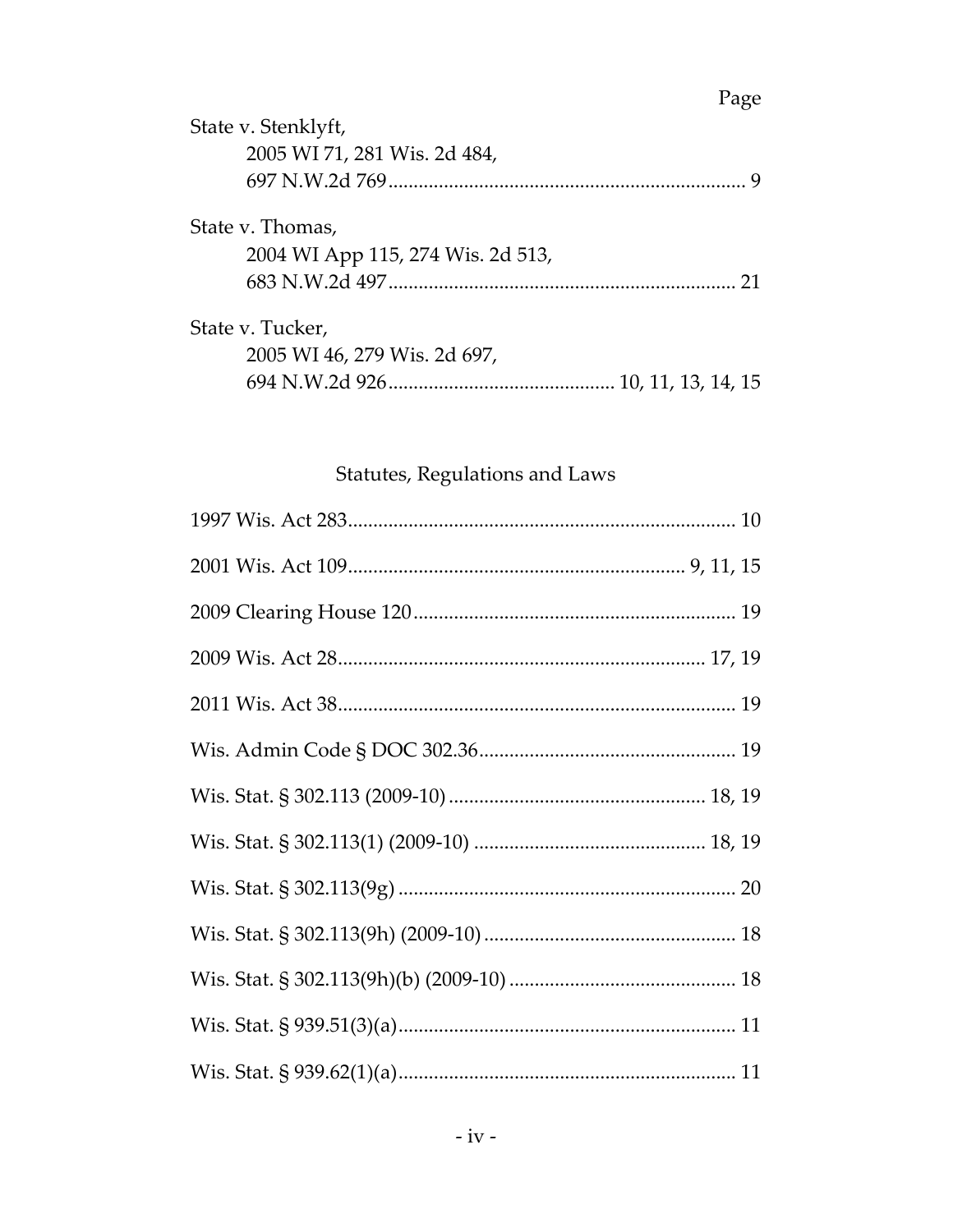Page

State v. Stenklyft,
2005 WI 71, 281 Wis. 2d 484,
697 N.W.2d 769 ........................................................................ 9

State v. Thomas,
2004 WI App 115, 274 Wis. 2d 513,
683 N.W.2d 497 ...................................................................... 21

State v. Tucker,
2005 WI 46, 279 Wis. 2d 697,
694 N.W.2d 926 ............................................ 10, 11, 13, 14, 15

## Statutes, Regulations and Laws

1997 Wis. Act 283 ............................................................................ 10

2001 Wis. Act 109 .................................................................. 9, 11, 15

2009 Clearing House 120 ............................................................... 19

2009 Wis. Act 28 ........................................................................ 17, 19

2011 Wis. Act 38 .............................................................................. 19

Wis. Admin Code § DOC 302.36 .................................................. 19

Wis. Stat. § 302.113 (2009-10) .................................................. 18, 19

Wis. Stat. § 302.113(1) (2009-10) ............................................. 18, 19

Wis. Stat. § 302.113(9g) .................................................................. 20

Wis. Stat. § 302.113(9h) (2009-10) ................................................. 18

Wis. Stat. § 302.113(9h)(b) (2009-10) ............................................ 18

Wis. Stat. § 939.51(3)(a) .................................................................. 11

Wis. Stat. § 939.62(1)(a) .................................................................. 11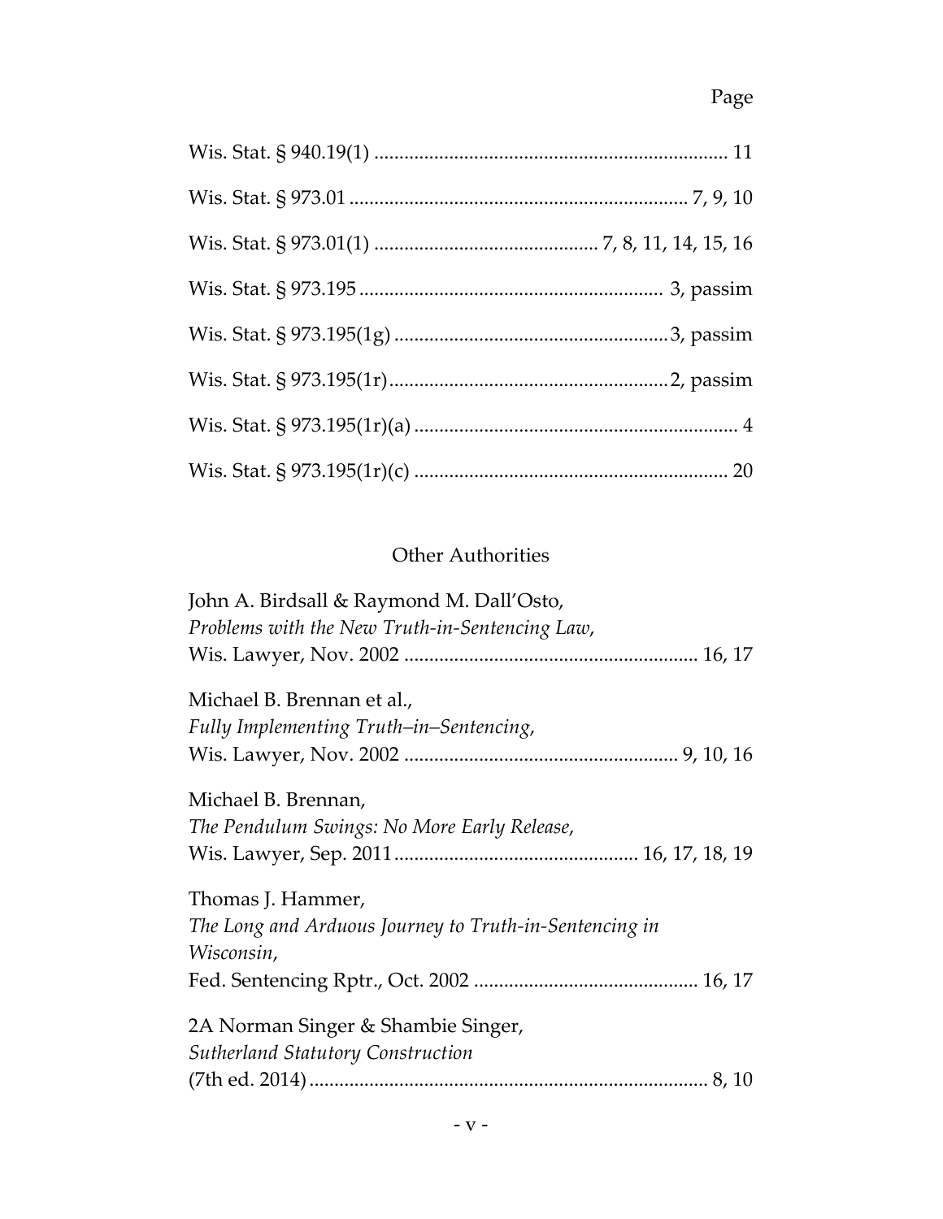Page

Wis. Stat. § 940.19(1) ........................................................................ 11

Wis. Stat. § 973.01 .................................................................... 7, 9, 10

Wis. Stat. § 973.01(1) ............................................ 7, 8, 11, 14, 15, 16

Wis. Stat. § 973.195 ............................................................ 3, passim

Wis. Stat. § 973.195(1g) ......................................................3, passim

Wis. Stat. § 973.195(1r)......................................................2, passim

Wis. Stat. § 973.195(1r)(a) ................................................................ 4

Wis. Stat. § 973.195(1r)(c) .............................................................. 20

## Other Authorities

John A. Birdsall & Raymond M. Dall'Osto,
*Problems with the New Truth-in-Sentencing Law*,
Wis. Lawyer, Nov. 2002 .......................................................... 16, 17

Michael B. Brennan et al.,
*Fully Implementing Truth–in–Sentencing*,
Wis. Lawyer, Nov. 2002 ...................................................... 9, 10, 16

Michael B. Brennan,
*The Pendulum Swings: No More Early Release*,
Wis. Lawyer, Sep. 2011................................................ 16, 17, 18, 19

Thomas J. Hammer,
*The Long and Arduous Journey to Truth-in-Sentencing in Wisconsin*,
Fed. Sentencing Rptr., Oct. 2002 ............................................ 16, 17

2A Norman Singer & Shambie Singer,
*Sutherland Statutory Construction*
(7th ed. 2014).............................................................................. 8, 10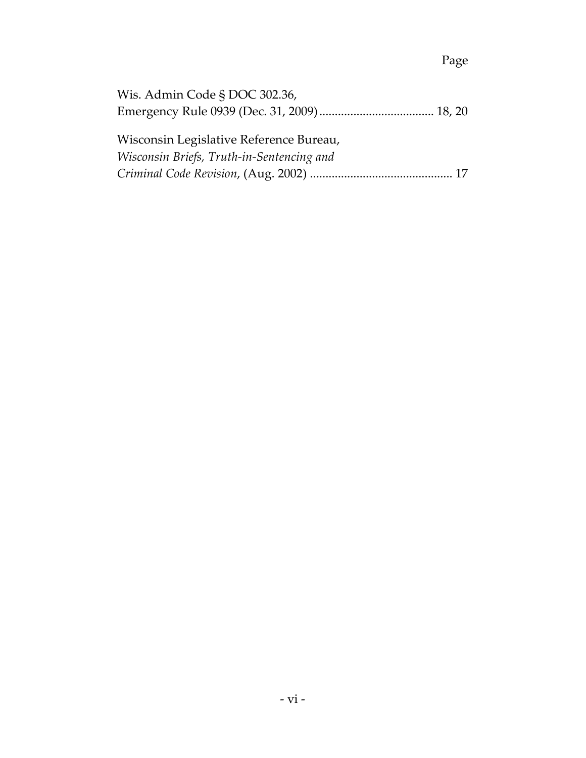Page

Wis. Admin Code § DOC 302.36,
Emergency Rule 0939 (Dec. 31, 2009) .................................... 18, 20

Wisconsin Legislative Reference Bureau,
*Wisconsin Briefs, Truth-in-Sentencing and Criminal Code Revision*, (Aug. 2002) ............................................. 17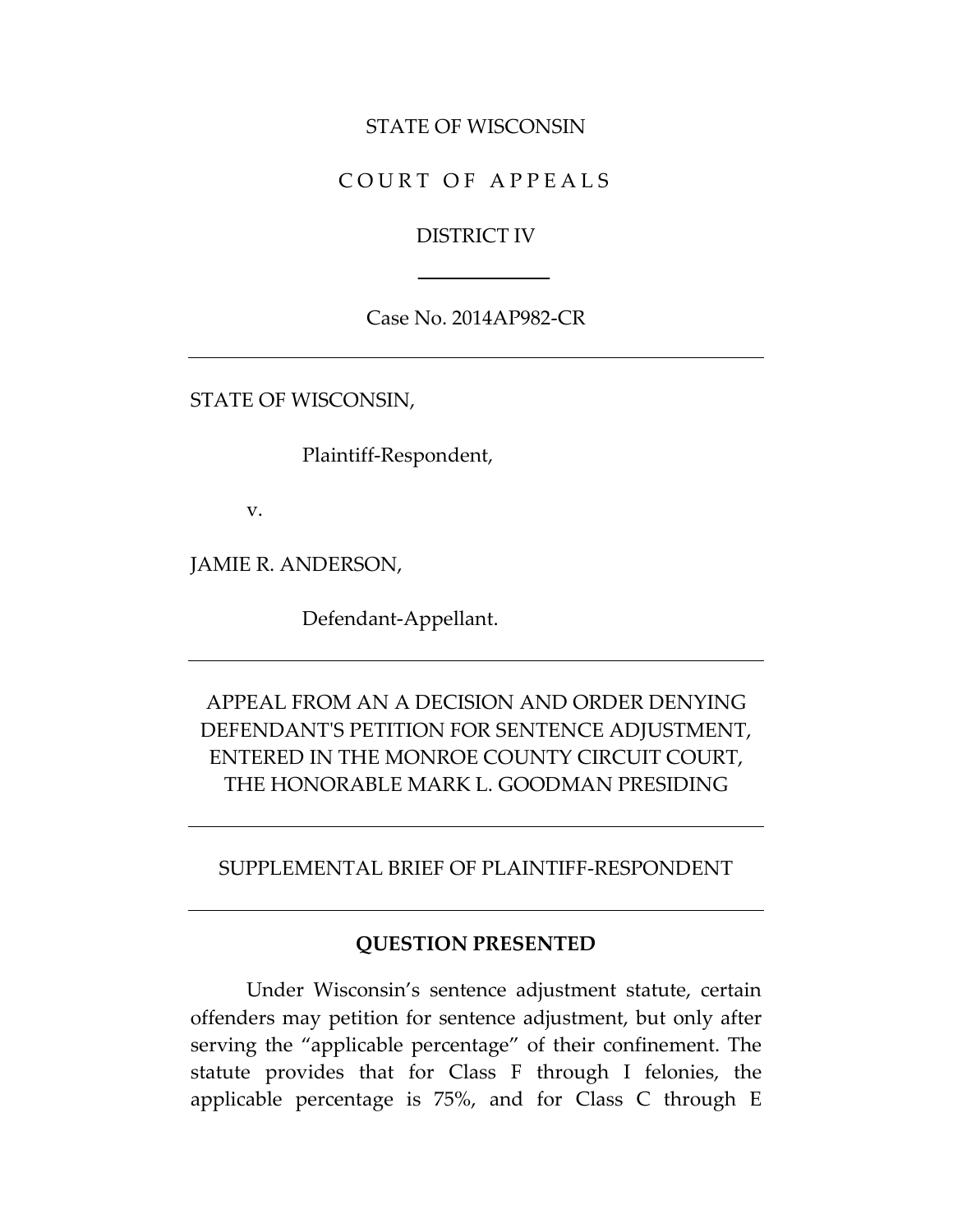STATE OF WISCONSIN

C O U R T O F A P P E A L S

DISTRICT IV

Case No. 2014AP982-CR

---

STATE OF WISCONSIN,

Plaintiff-Respondent,

v.

JAMIE R. ANDERSON,

Defendant-Appellant.

---

APPEAL FROM AN A DECISION AND ORDER DENYING DEFENDANT'S PETITION FOR SENTENCE ADJUSTMENT, ENTERED IN THE MONROE COUNTY CIRCUIT COURT, THE HONORABLE MARK L. GOODMAN PRESIDING

---

SUPPLEMENTAL BRIEF OF PLAINTIFF-RESPONDENT

---

## QUESTION PRESENTED

Under Wisconsin's sentence adjustment statute, certain offenders may petition for sentence adjustment, but only after serving the "applicable percentage" of their confinement. The statute provides that for Class F through I felonies, the applicable percentage is 75%, and for Class C through E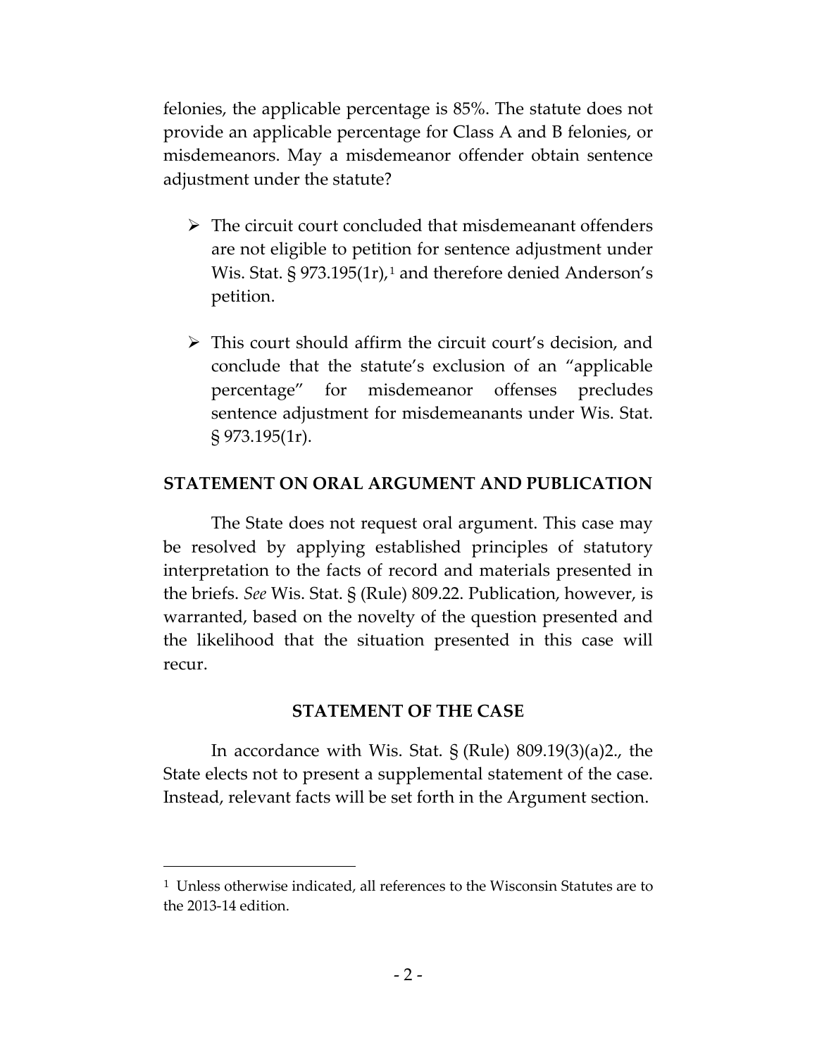felonies, the applicable percentage is 85%. The statute does not provide an applicable percentage for Class A and B felonies, or misdemeanors. May a misdemeanor offender obtain sentence adjustment under the statute?

- The circuit court concluded that misdemeanant offenders are not eligible to petition for sentence adjustment under Wis. Stat. § 973.195(1r),[1] and therefore denied Anderson's petition.

- This court should affirm the circuit court's decision, and conclude that the statute's exclusion of an "applicable percentage" for misdemeanor offenses precludes sentence adjustment for misdemeanants under Wis. Stat. § 973.195(1r).

## STATEMENT ON ORAL ARGUMENT AND PUBLICATION

The State does not request oral argument. This case may be resolved by applying established principles of statutory interpretation to the facts of record and materials presented in the briefs. *See* Wis. Stat. § (Rule) 809.22. Publication, however, is warranted, based on the novelty of the question presented and the likelihood that the situation presented in this case will recur.

## STATEMENT OF THE CASE

In accordance with Wis. Stat. § (Rule) 809.19(3)(a)2., the State elects not to present a supplemental statement of the case. Instead, relevant facts will be set forth in the Argument section.

---

[1] Unless otherwise indicated, all references to the Wisconsin Statutes are to the 2013-14 edition.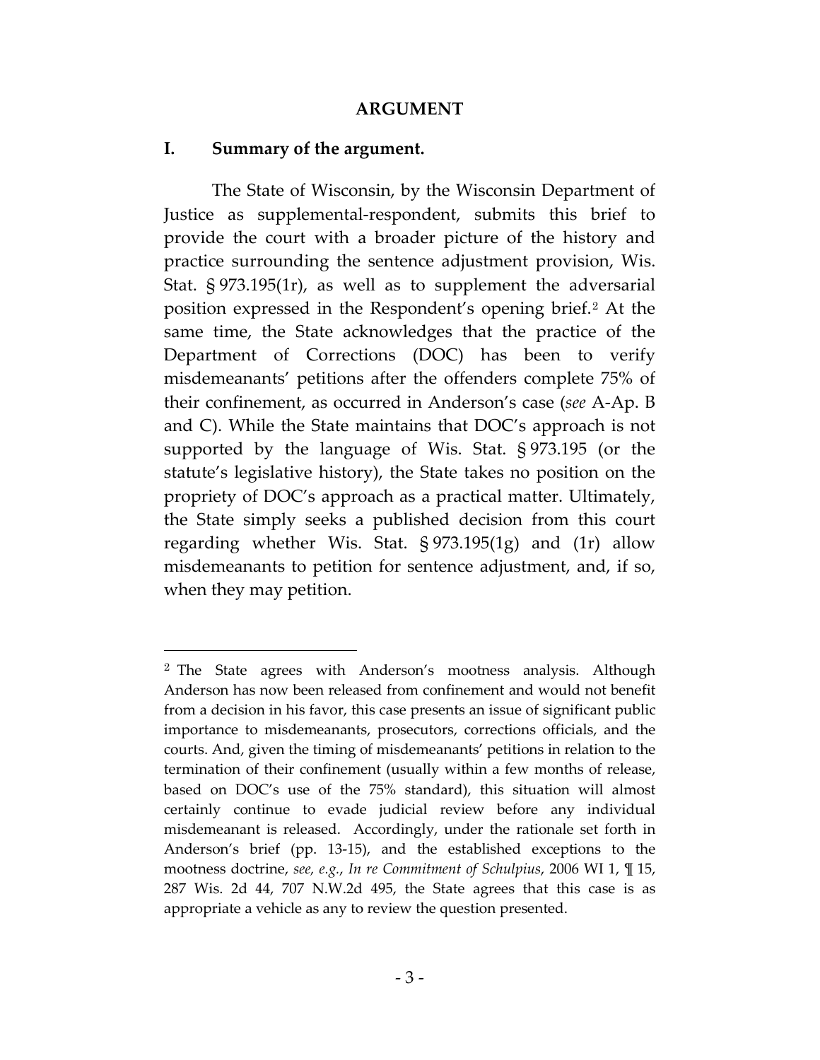## ARGUMENT

### I. Summary of the argument.

The State of Wisconsin, by the Wisconsin Department of Justice as supplemental-respondent, submits this brief to provide the court with a broader picture of the history and practice surrounding the sentence adjustment provision, Wis. Stat. § 973.195(1r), as well as to supplement the adversarial position expressed in the Respondent's opening brief.[2] At the same time, the State acknowledges that the practice of the Department of Corrections (DOC) has been to verify misdemeanants' petitions after the offenders complete 75% of their confinement, as occurred in Anderson's case (*see* A-Ap. B and C). While the State maintains that DOC's approach is not supported by the language of Wis. Stat. § 973.195 (or the statute's legislative history), the State takes no position on the propriety of DOC's approach as a practical matter. Ultimately, the State simply seeks a published decision from this court regarding whether Wis. Stat. § 973.195(1g) and (1r) allow misdemeanants to petition for sentence adjustment, and, if so, when they may petition.

---

[2] The State agrees with Anderson's mootness analysis. Although Anderson has now been released from confinement and would not benefit from a decision in his favor, this case presents an issue of significant public importance to misdemeanants, prosecutors, corrections officials, and the courts. And, given the timing of misdemeanants' petitions in relation to the termination of their confinement (usually within a few months of release, based on DOC's use of the 75% standard), this situation will almost certainly continue to evade judicial review before any individual misdemeanant is released. Accordingly, under the rationale set forth in Anderson's brief (pp. 13-15), and the established exceptions to the mootness doctrine, *see, e.g.*, *In re Commitment of Schulpius*, 2006 WI 1, ¶ 15, 287 Wis. 2d 44, 707 N.W.2d 495, the State agrees that this case is as appropriate a vehicle as any to review the question presented.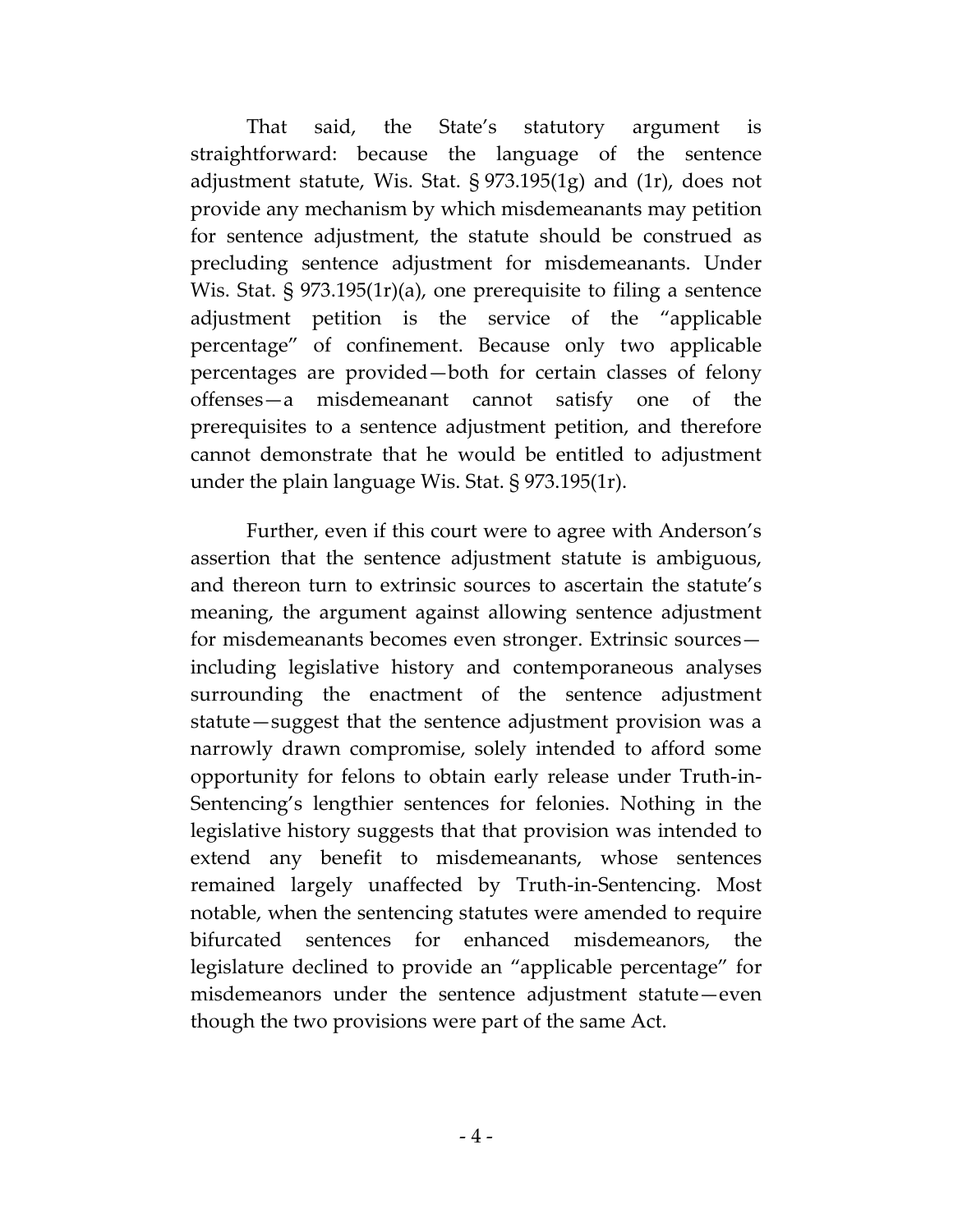That said, the State's statutory argument is straightforward: because the language of the sentence adjustment statute, Wis. Stat. § 973.195(1g) and (1r), does not provide any mechanism by which misdemeanants may petition for sentence adjustment, the statute should be construed as precluding sentence adjustment for misdemeanants. Under Wis. Stat. § 973.195(1r)(a), one prerequisite to filing a sentence adjustment petition is the service of the "applicable percentage" of confinement. Because only two applicable percentages are provided—both for certain classes of felony offenses—a misdemeanant cannot satisfy one of the prerequisites to a sentence adjustment petition, and therefore cannot demonstrate that he would be entitled to adjustment under the plain language Wis. Stat. § 973.195(1r).

Further, even if this court were to agree with Anderson's assertion that the sentence adjustment statute is ambiguous, and thereon turn to extrinsic sources to ascertain the statute's meaning, the argument against allowing sentence adjustment for misdemeanants becomes even stronger. Extrinsic sources—including legislative history and contemporaneous analyses surrounding the enactment of the sentence adjustment statute—suggest that the sentence adjustment provision was a narrowly drawn compromise, solely intended to afford some opportunity for felons to obtain early release under Truth-in-Sentencing's lengthier sentences for felonies. Nothing in the legislative history suggests that that provision was intended to extend any benefit to misdemeanants, whose sentences remained largely unaffected by Truth-in-Sentencing. Most notable, when the sentencing statutes were amended to require bifurcated sentences for enhanced misdemeanors, the legislature declined to provide an "applicable percentage" for misdemeanors under the sentence adjustment statute—even though the two provisions were part of the same Act.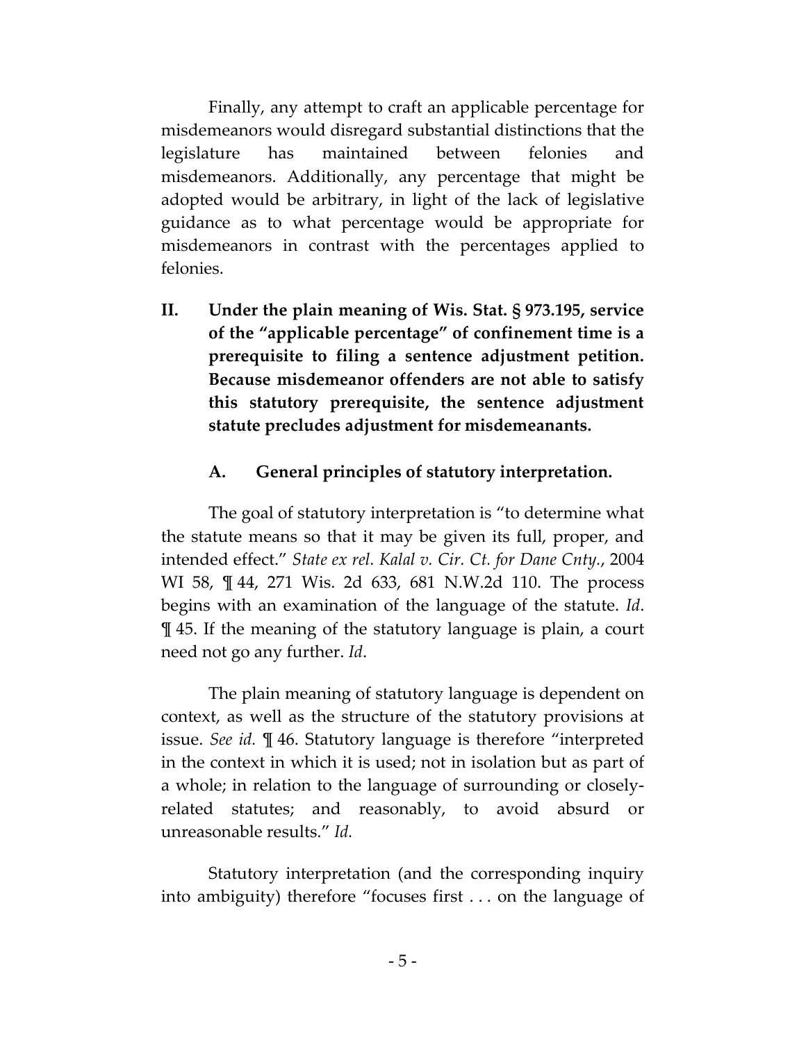Finally, any attempt to craft an applicable percentage for misdemeanors would disregard substantial distinctions that the legislature has maintained between felonies and misdemeanors. Additionally, any percentage that might be adopted would be arbitrary, in light of the lack of legislative guidance as to what percentage would be appropriate for misdemeanors in contrast with the percentages applied to felonies.

## II. Under the plain meaning of Wis. Stat. § 973.195, service of the "applicable percentage" of confinement time is a prerequisite to filing a sentence adjustment petition. Because misdemeanor offenders are not able to satisfy this statutory prerequisite, the sentence adjustment statute precludes adjustment for misdemeanants.

### A. General principles of statutory interpretation.

The goal of statutory interpretation is "to determine what the statute means so that it may be given its full, proper, and intended effect." *State ex rel. Kalal v. Cir. Ct. for Dane Cnty.*, 2004 WI 58, ¶ 44, 271 Wis. 2d 633, 681 N.W.2d 110. The process begins with an examination of the language of the statute. *Id*. ¶ 45. If the meaning of the statutory language is plain, a court need not go any further. *Id*.

The plain meaning of statutory language is dependent on context, as well as the structure of the statutory provisions at issue. *See id.* ¶ 46. Statutory language is therefore "interpreted in the context in which it is used; not in isolation but as part of a whole; in relation to the language of surrounding or closely-related statutes; and reasonably, to avoid absurd or unreasonable results." *Id.*

Statutory interpretation (and the corresponding inquiry into ambiguity) therefore "focuses first . . . on the language of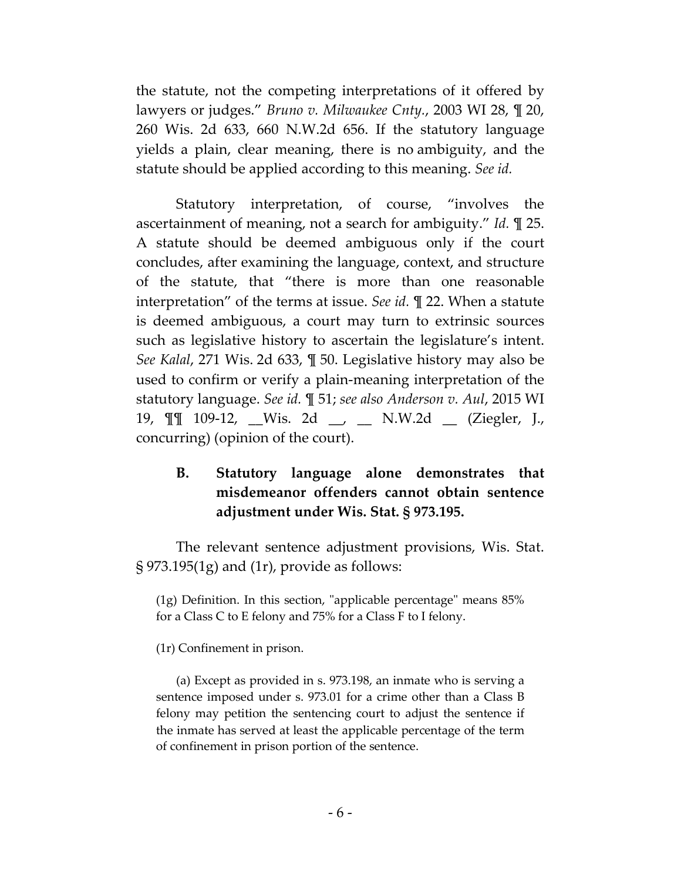the statute, not the competing interpretations of it offered by lawyers or judges." *Bruno v. Milwaukee Cnty.*, 2003 WI 28, ¶ 20, 260 Wis. 2d 633, 660 N.W.2d 656. If the statutory language yields a plain, clear meaning, there is no ambiguity, and the statute should be applied according to this meaning. *See id.*

Statutory interpretation, of course, "involves the ascertainment of meaning, not a search for ambiguity." *Id.* ¶ 25. A statute should be deemed ambiguous only if the court concludes, after examining the language, context, and structure of the statute, that "there is more than one reasonable interpretation" of the terms at issue. *See id.* ¶ 22. When a statute is deemed ambiguous, a court may turn to extrinsic sources such as legislative history to ascertain the legislature's intent. *See Kalal*, 271 Wis. 2d 633, ¶ 50. Legislative history may also be used to confirm or verify a plain-meaning interpretation of the statutory language. *See id.* ¶ 51; *see also Anderson v. Aul*, 2015 WI 19, ¶¶ 109-12, __Wis. 2d __, __ N.W.2d __ (Ziegler, J., concurring) (opinion of the court).

### B. Statutory language alone demonstrates that misdemeanor offenders cannot obtain sentence adjustment under Wis. Stat. § 973.195.

The relevant sentence adjustment provisions, Wis. Stat. § 973.195(1g) and (1r), provide as follows:

> (1g) Definition. In this section, "applicable percentage" means 85% for a Class C to E felony and 75% for a Class F to I felony.
>
> (1r) Confinement in prison.
>
> (a) Except as provided in s. 973.198, an inmate who is serving a sentence imposed under s. 973.01 for a crime other than a Class B felony may petition the sentencing court to adjust the sentence if the inmate has served at least the applicable percentage of the term of confinement in prison portion of the sentence.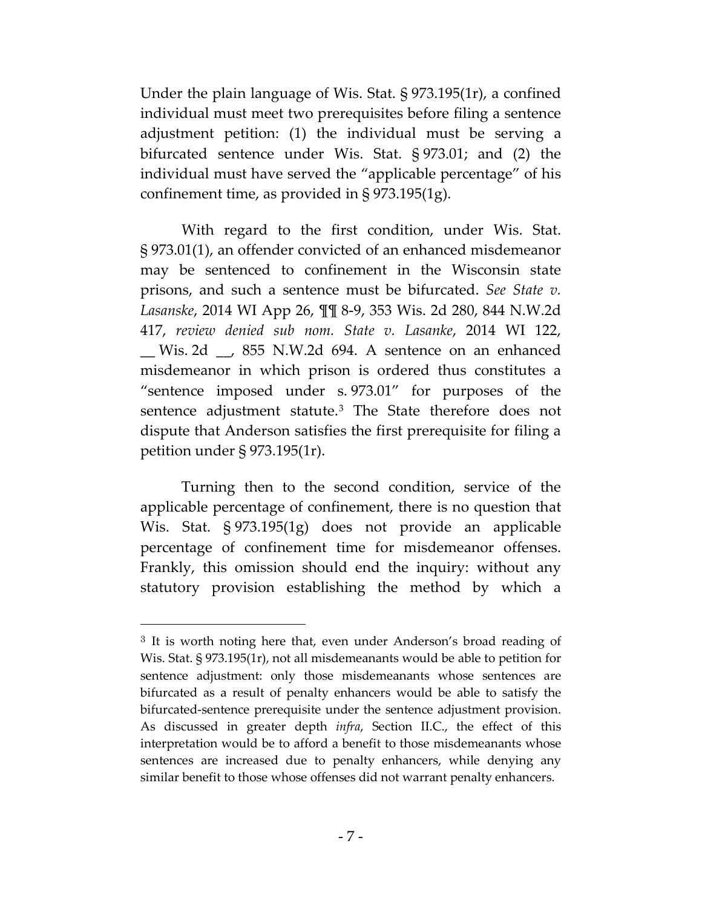Under the plain language of Wis. Stat. § 973.195(1r), a confined individual must meet two prerequisites before filing a sentence adjustment petition: (1) the individual must be serving a bifurcated sentence under Wis. Stat. § 973.01; and (2) the individual must have served the "applicable percentage" of his confinement time, as provided in § 973.195(1g).

With regard to the first condition, under Wis. Stat. § 973.01(1), an offender convicted of an enhanced misdemeanor may be sentenced to confinement in the Wisconsin state prisons, and such a sentence must be bifurcated. *See State v. Lasanske*, 2014 WI App 26, ¶¶ 8-9, 353 Wis. 2d 280, 844 N.W.2d 417, *review denied sub nom. State v. Lasanke*, 2014 WI 122, __ Wis. 2d __, 855 N.W.2d 694. A sentence on an enhanced misdemeanor in which prison is ordered thus constitutes a "sentence imposed under s. 973.01" for purposes of the sentence adjustment statute.[3] The State therefore does not dispute that Anderson satisfies the first prerequisite for filing a petition under § 973.195(1r).

Turning then to the second condition, service of the applicable percentage of confinement, there is no question that Wis. Stat. § 973.195(1g) does not provide an applicable percentage of confinement time for misdemeanor offenses. Frankly, this omission should end the inquiry: without any statutory provision establishing the method by which a

---

[3] It is worth noting here that, even under Anderson's broad reading of Wis. Stat. § 973.195(1r), not all misdemeanants would be able to petition for sentence adjustment: only those misdemeanants whose sentences are bifurcated as a result of penalty enhancers would be able to satisfy the bifurcated-sentence prerequisite under the sentence adjustment provision. As discussed in greater depth *infra*, Section II.C., the effect of this interpretation would be to afford a benefit to those misdemeanants whose sentences are increased due to penalty enhancers, while denying any similar benefit to those whose offenses did not warrant penalty enhancers.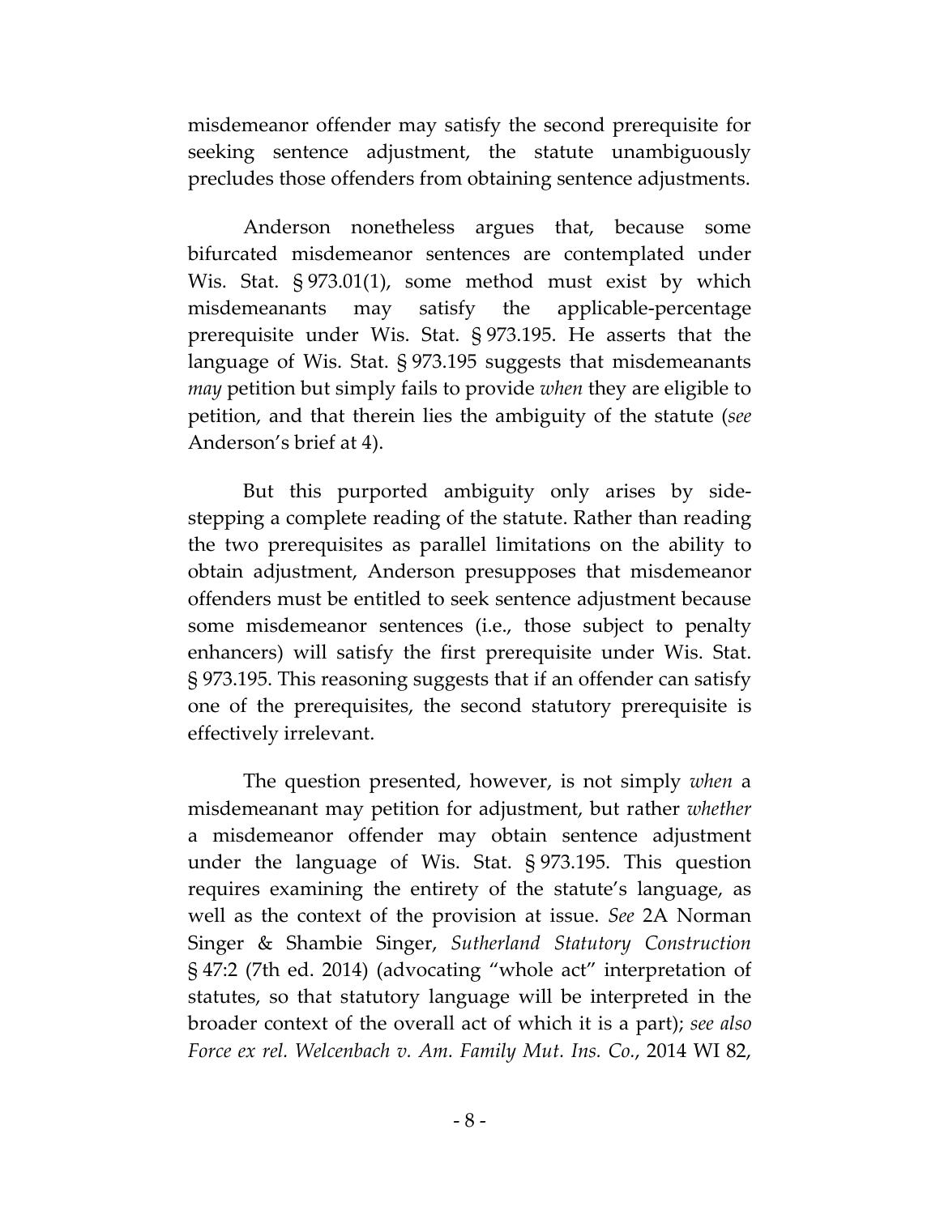misdemeanor offender may satisfy the second prerequisite for seeking sentence adjustment, the statute unambiguously precludes those offenders from obtaining sentence adjustments.

Anderson nonetheless argues that, because some bifurcated misdemeanor sentences are contemplated under Wis. Stat. § 973.01(1), some method must exist by which misdemeanants may satisfy the applicable-percentage prerequisite under Wis. Stat. § 973.195. He asserts that the language of Wis. Stat. § 973.195 suggests that misdemeanants *may* petition but simply fails to provide *when* they are eligible to petition, and that therein lies the ambiguity of the statute (*see* Anderson's brief at 4).

But this purported ambiguity only arises by side-stepping a complete reading of the statute. Rather than reading the two prerequisites as parallel limitations on the ability to obtain adjustment, Anderson presupposes that misdemeanor offenders must be entitled to seek sentence adjustment because some misdemeanor sentences (i.e., those subject to penalty enhancers) will satisfy the first prerequisite under Wis. Stat. § 973.195. This reasoning suggests that if an offender can satisfy one of the prerequisites, the second statutory prerequisite is effectively irrelevant.

The question presented, however, is not simply *when* a misdemeanant may petition for adjustment, but rather *whether* a misdemeanor offender may obtain sentence adjustment under the language of Wis. Stat. § 973.195. This question requires examining the entirety of the statute's language, as well as the context of the provision at issue. *See* 2A Norman Singer & Shambie Singer, *Sutherland Statutory Construction* § 47:2 (7th ed. 2014) (advocating "whole act" interpretation of statutes, so that statutory language will be interpreted in the broader context of the overall act of which it is a part); *see also Force ex rel. Welcenbach v. Am. Family Mut. Ins. Co.*, 2014 WI 82,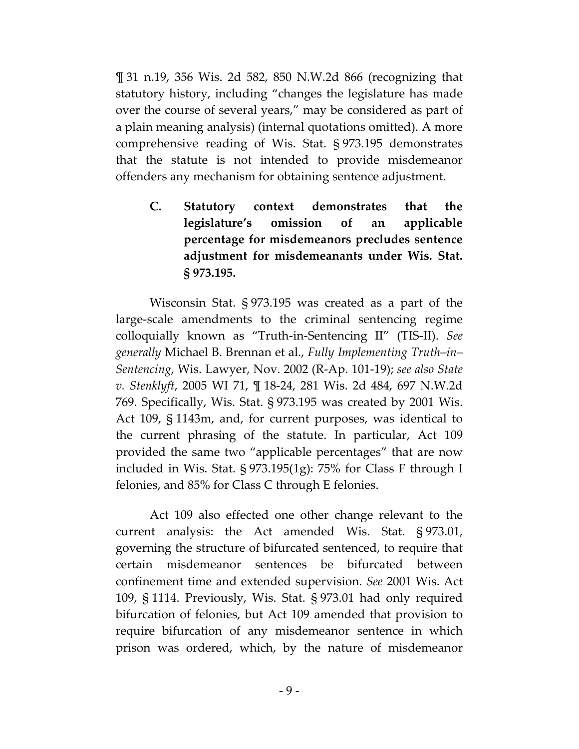¶ 31 n.19, 356 Wis. 2d 582, 850 N.W.2d 866 (recognizing that statutory history, including "changes the legislature has made over the course of several years," may be considered as part of a plain meaning analysis) (internal quotations omitted). A more comprehensive reading of Wis. Stat. § 973.195 demonstrates that the statute is not intended to provide misdemeanor offenders any mechanism for obtaining sentence adjustment.

### C. Statutory context demonstrates that the legislature's omission of an applicable percentage for misdemeanors precludes sentence adjustment for misdemeanants under Wis. Stat. § 973.195.

Wisconsin Stat. § 973.195 was created as a part of the large-scale amendments to the criminal sentencing regime colloquially known as "Truth-in-Sentencing II" (TIS-II). *See generally* Michael B. Brennan et al., *Fully Implementing Truth–in–Sentencing*, Wis. Lawyer, Nov. 2002 (R-Ap. 101-19); *see also State v. Stenklyft*, 2005 WI 71, ¶ 18-24, 281 Wis. 2d 484, 697 N.W.2d 769. Specifically, Wis. Stat. § 973.195 was created by 2001 Wis. Act 109, § 1143m, and, for current purposes, was identical to the current phrasing of the statute. In particular, Act 109 provided the same two "applicable percentages" that are now included in Wis. Stat. § 973.195(1g): 75% for Class F through I felonies, and 85% for Class C through E felonies.

Act 109 also effected one other change relevant to the current analysis: the Act amended Wis. Stat. § 973.01, governing the structure of bifurcated sentenced, to require that certain misdemeanor sentences be bifurcated between confinement time and extended supervision. *See* 2001 Wis. Act 109, § 1114. Previously, Wis. Stat. § 973.01 had only required bifurcation of felonies, but Act 109 amended that provision to require bifurcation of any misdemeanor sentence in which prison was ordered, which, by the nature of misdemeanor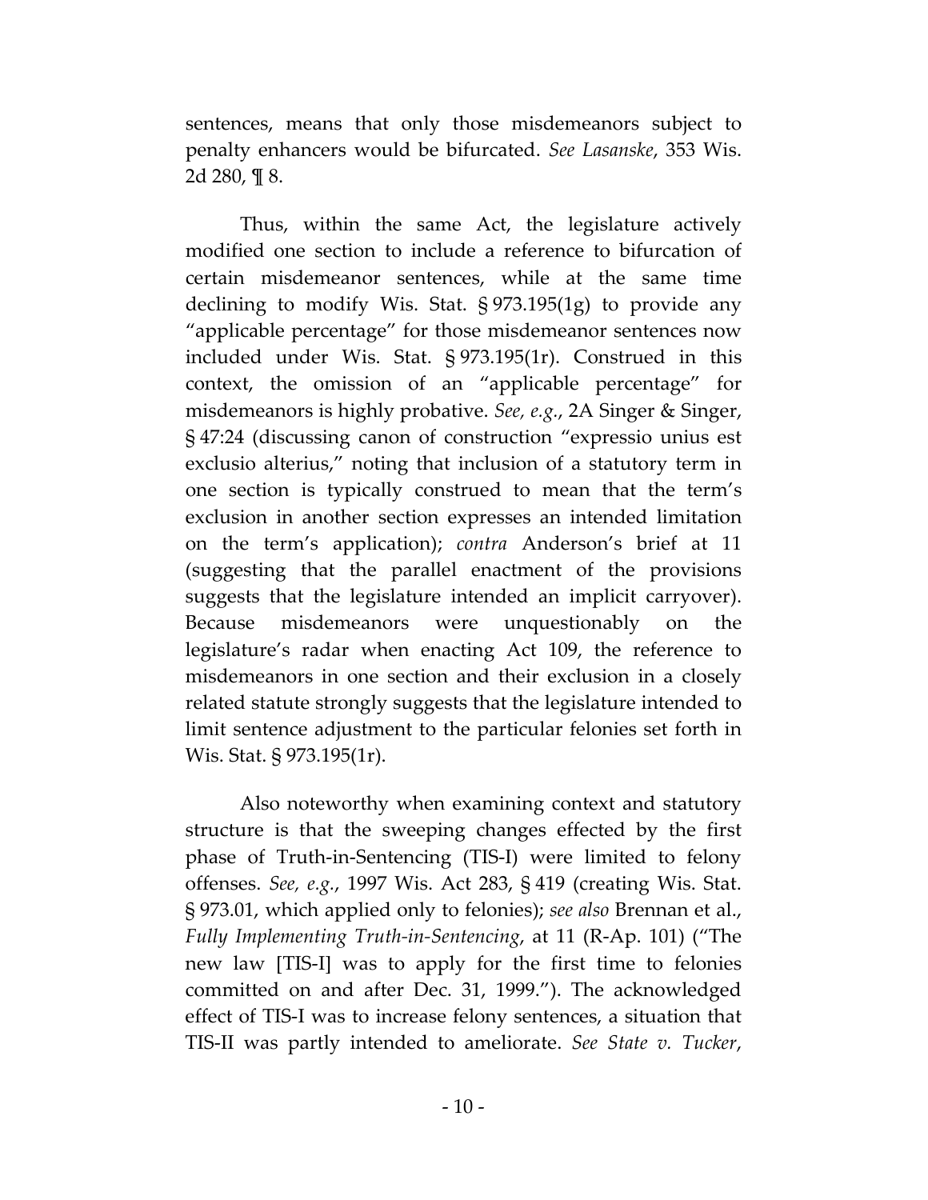sentences, means that only those misdemeanors subject to penalty enhancers would be bifurcated. *See Lasanske*, 353 Wis. 2d 280, ¶ 8.

Thus, within the same Act, the legislature actively modified one section to include a reference to bifurcation of certain misdemeanor sentences, while at the same time declining to modify Wis. Stat. § 973.195(1g) to provide any "applicable percentage" for those misdemeanor sentences now included under Wis. Stat. § 973.195(1r). Construed in this context, the omission of an "applicable percentage" for misdemeanors is highly probative. *See, e.g.*, 2A Singer & Singer, § 47:24 (discussing canon of construction "expressio unius est exclusio alterius," noting that inclusion of a statutory term in one section is typically construed to mean that the term's exclusion in another section expresses an intended limitation on the term's application); *contra* Anderson's brief at 11 (suggesting that the parallel enactment of the provisions suggests that the legislature intended an implicit carryover). Because misdemeanors were unquestionably on the legislature's radar when enacting Act 109, the reference to misdemeanors in one section and their exclusion in a closely related statute strongly suggests that the legislature intended to limit sentence adjustment to the particular felonies set forth in Wis. Stat. § 973.195(1r).

Also noteworthy when examining context and statutory structure is that the sweeping changes effected by the first phase of Truth-in-Sentencing (TIS-I) were limited to felony offenses. *See, e.g.*, 1997 Wis. Act 283, § 419 (creating Wis. Stat. § 973.01, which applied only to felonies); *see also* Brennan et al., *Fully Implementing Truth-in-Sentencing*, at 11 (R-Ap. 101) ("The new law [TIS-I] was to apply for the first time to felonies committed on and after Dec. 31, 1999."). The acknowledged effect of TIS-I was to increase felony sentences, a situation that TIS-II was partly intended to ameliorate. *See State v. Tucker*,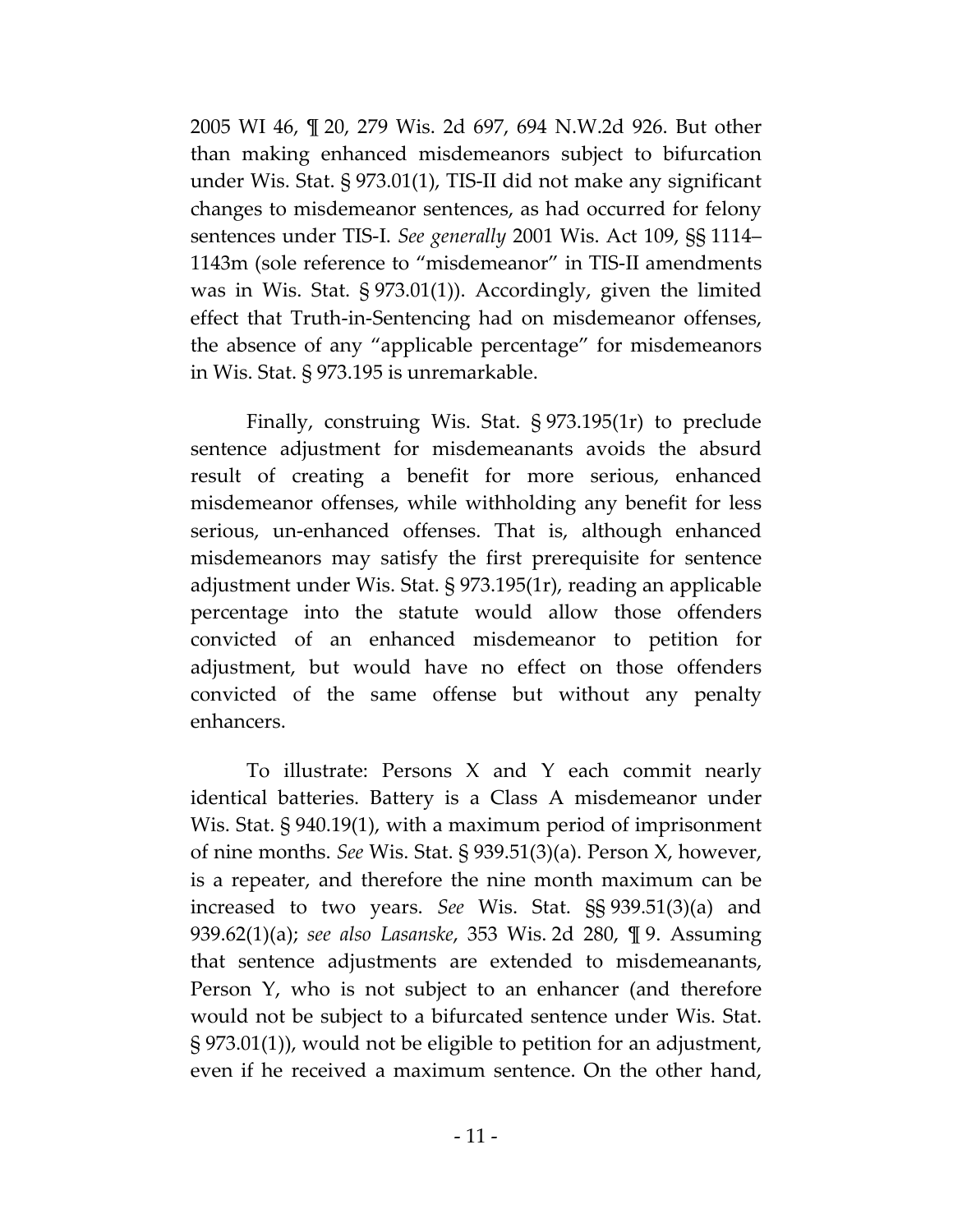2005 WI 46, ¶ 20, 279 Wis. 2d 697, 694 N.W.2d 926. But other than making enhanced misdemeanors subject to bifurcation under Wis. Stat. § 973.01(1), TIS-II did not make any significant changes to misdemeanor sentences, as had occurred for felony sentences under TIS-I. *See generally* 2001 Wis. Act 109, §§ 1114–1143m (sole reference to "misdemeanor" in TIS-II amendments was in Wis. Stat. § 973.01(1)). Accordingly, given the limited effect that Truth-in-Sentencing had on misdemeanor offenses, the absence of any "applicable percentage" for misdemeanors in Wis. Stat. § 973.195 is unremarkable.

Finally, construing Wis. Stat. § 973.195(1r) to preclude sentence adjustment for misdemeanants avoids the absurd result of creating a benefit for more serious, enhanced misdemeanor offenses, while withholding any benefit for less serious, un-enhanced offenses. That is, although enhanced misdemeanors may satisfy the first prerequisite for sentence adjustment under Wis. Stat. § 973.195(1r), reading an applicable percentage into the statute would allow those offenders convicted of an enhanced misdemeanor to petition for adjustment, but would have no effect on those offenders convicted of the same offense but without any penalty enhancers.

To illustrate: Persons X and Y each commit nearly identical batteries. Battery is a Class A misdemeanor under Wis. Stat. § 940.19(1), with a maximum period of imprisonment of nine months. *See* Wis. Stat. § 939.51(3)(a). Person X, however, is a repeater, and therefore the nine month maximum can be increased to two years. *See* Wis. Stat. §§ 939.51(3)(a) and 939.62(1)(a); *see also Lasanske*, 353 Wis. 2d 280, ¶ 9. Assuming that sentence adjustments are extended to misdemeanants, Person Y, who is not subject to an enhancer (and therefore would not be subject to a bifurcated sentence under Wis. Stat. § 973.01(1)), would not be eligible to petition for an adjustment, even if he received a maximum sentence. On the other hand,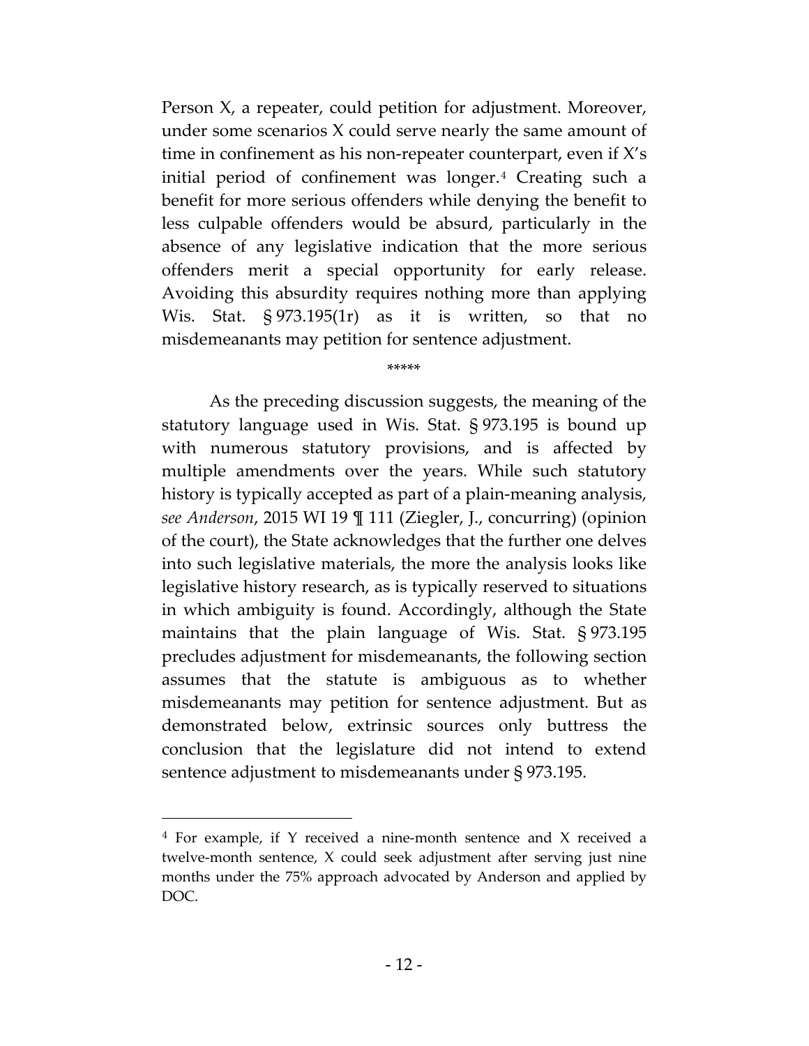Person X, a repeater, could petition for adjustment. Moreover, under some scenarios X could serve nearly the same amount of time in confinement as his non-repeater counterpart, even if X's initial period of confinement was longer.[4] Creating such a benefit for more serious offenders while denying the benefit to less culpable offenders would be absurd, particularly in the absence of any legislative indication that the more serious offenders merit a special opportunity for early release. Avoiding this absurdity requires nothing more than applying Wis. Stat. § 973.195(1r) as it is written, so that no misdemeanants may petition for sentence adjustment.

*****

As the preceding discussion suggests, the meaning of the statutory language used in Wis. Stat. § 973.195 is bound up with numerous statutory provisions, and is affected by multiple amendments over the years. While such statutory history is typically accepted as part of a plain-meaning analysis, *see Anderson*, 2015 WI 19 ¶ 111 (Ziegler, J., concurring) (opinion of the court), the State acknowledges that the further one delves into such legislative materials, the more the analysis looks like legislative history research, as is typically reserved to situations in which ambiguity is found. Accordingly, although the State maintains that the plain language of Wis. Stat. § 973.195 precludes adjustment for misdemeanants, the following section assumes that the statute is ambiguous as to whether misdemeanants may petition for sentence adjustment. But as demonstrated below, extrinsic sources only buttress the conclusion that the legislature did not intend to extend sentence adjustment to misdemeanants under § 973.195.

---

[4] For example, if Y received a nine-month sentence and X received a twelve-month sentence, X could seek adjustment after serving just nine months under the 75% approach advocated by Anderson and applied by DOC.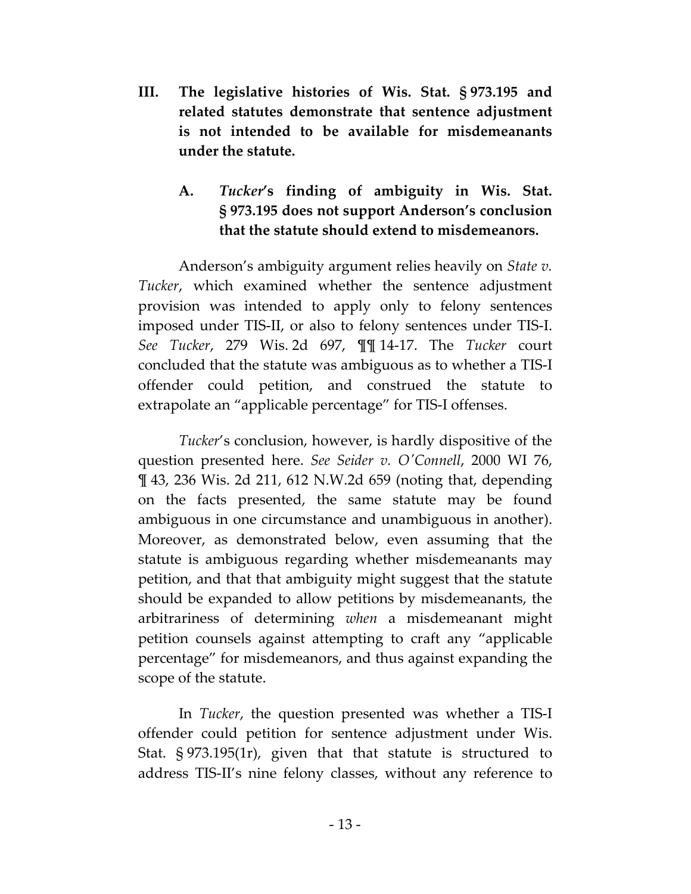### III. The legislative histories of Wis. Stat. § 973.195 and related statutes demonstrate that sentence adjustment is not intended to be available for misdemeanants under the statute.

#### A. *Tucker*'s finding of ambiguity in Wis. Stat. § 973.195 does not support Anderson's conclusion that the statute should extend to misdemeanors.

Anderson's ambiguity argument relies heavily on *State v. Tucker*, which examined whether the sentence adjustment provision was intended to apply only to felony sentences imposed under TIS-II, or also to felony sentences under TIS-I. *See Tucker*, 279 Wis. 2d 697, ¶¶ 14-17. The *Tucker* court concluded that the statute was ambiguous as to whether a TIS-I offender could petition, and construed the statute to extrapolate an "applicable percentage" for TIS-I offenses.

*Tucker*'s conclusion, however, is hardly dispositive of the question presented here. *See Seider v. O'Connell*, 2000 WI 76, ¶ 43, 236 Wis. 2d 211, 612 N.W.2d 659 (noting that, depending on the facts presented, the same statute may be found ambiguous in one circumstance and unambiguous in another). Moreover, as demonstrated below, even assuming that the statute is ambiguous regarding whether misdemeanants may petition, and that that ambiguity might suggest that the statute should be expanded to allow petitions by misdemeanants, the arbitrariness of determining *when* a misdemeanant might petition counsels against attempting to craft any "applicable percentage" for misdemeanors, and thus against expanding the scope of the statute.

In *Tucker*, the question presented was whether a TIS-I offender could petition for sentence adjustment under Wis. Stat. § 973.195(1r), given that that statute is structured to address TIS-II's nine felony classes, without any reference to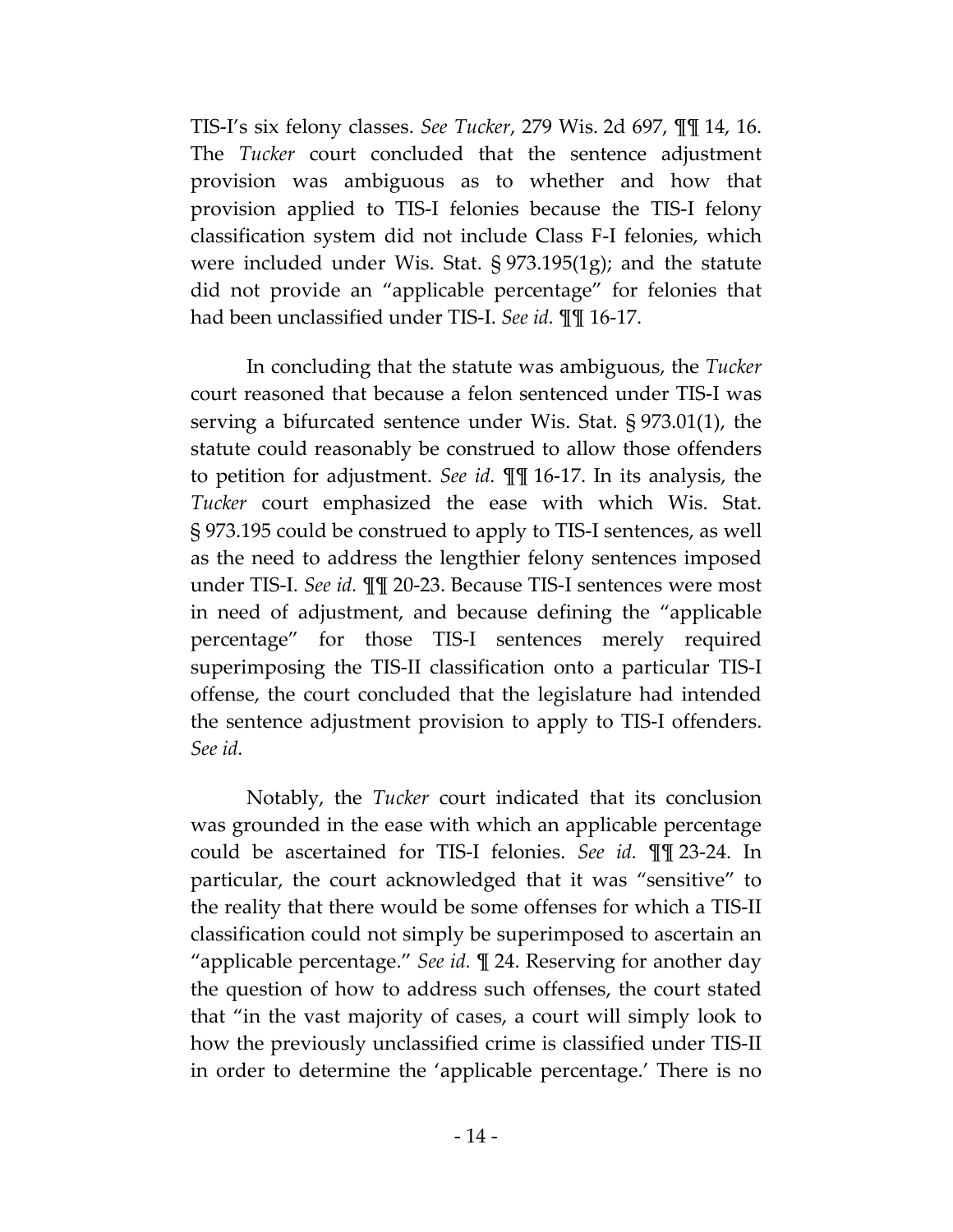TIS-I's six felony classes. *See Tucker*, 279 Wis. 2d 697, ¶¶ 14, 16. The *Tucker* court concluded that the sentence adjustment provision was ambiguous as to whether and how that provision applied to TIS-I felonies because the TIS-I felony classification system did not include Class F-I felonies, which were included under Wis. Stat. § 973.195(1g); and the statute did not provide an "applicable percentage" for felonies that had been unclassified under TIS-I. *See id.* ¶¶ 16-17.

In concluding that the statute was ambiguous, the *Tucker* court reasoned that because a felon sentenced under TIS-I was serving a bifurcated sentence under Wis. Stat. § 973.01(1), the statute could reasonably be construed to allow those offenders to petition for adjustment. *See id.* ¶¶ 16-17. In its analysis, the *Tucker* court emphasized the ease with which Wis. Stat. § 973.195 could be construed to apply to TIS-I sentences, as well as the need to address the lengthier felony sentences imposed under TIS-I. *See id.* ¶¶ 20-23. Because TIS-I sentences were most in need of adjustment, and because defining the "applicable percentage" for those TIS-I sentences merely required superimposing the TIS-II classification onto a particular TIS-I offense, the court concluded that the legislature had intended the sentence adjustment provision to apply to TIS-I offenders. *See id.*

Notably, the *Tucker* court indicated that its conclusion was grounded in the ease with which an applicable percentage could be ascertained for TIS-I felonies. *See id.* ¶¶ 23-24. In particular, the court acknowledged that it was "sensitive" to the reality that there would be some offenses for which a TIS-II classification could not simply be superimposed to ascertain an "applicable percentage." *See id.* ¶ 24. Reserving for another day the question of how to address such offenses, the court stated that "in the vast majority of cases, a court will simply look to how the previously unclassified crime is classified under TIS-II in order to determine the 'applicable percentage.' There is no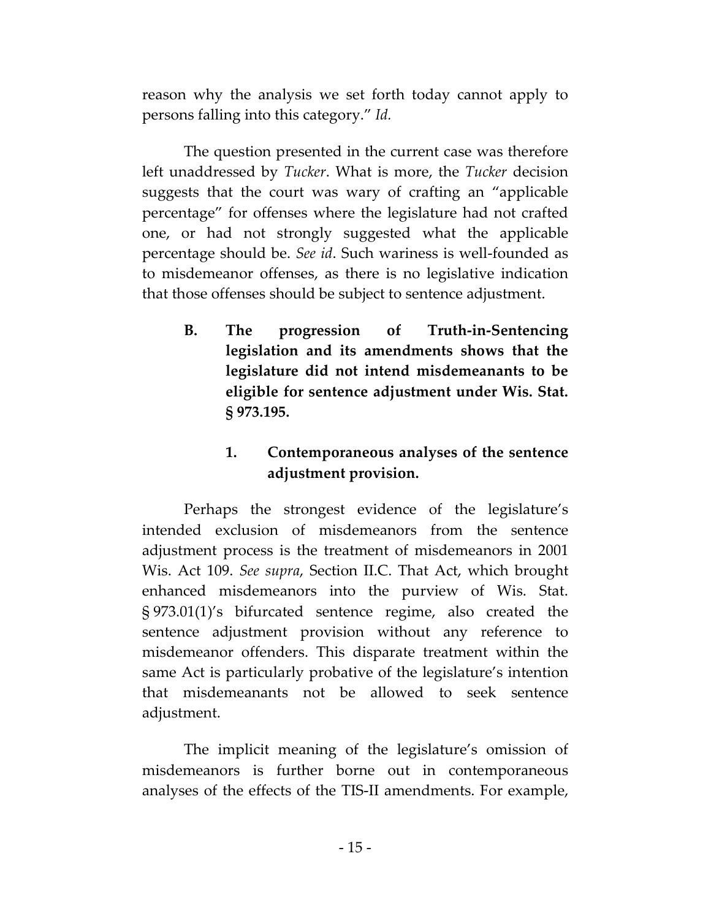reason why the analysis we set forth today cannot apply to persons falling into this category." *Id.*

The question presented in the current case was therefore left unaddressed by *Tucker*. What is more, the *Tucker* decision suggests that the court was wary of crafting an "applicable percentage" for offenses where the legislature had not crafted one, or had not strongly suggested what the applicable percentage should be. *See id*. Such wariness is well-founded as to misdemeanor offenses, as there is no legislative indication that those offenses should be subject to sentence adjustment.

**B. The progression of Truth-in-Sentencing legislation and its amendments shows that the legislature did not intend misdemeanants to be eligible for sentence adjustment under Wis. Stat. § 973.195.**

**1. Contemporaneous analyses of the sentence adjustment provision.**

Perhaps the strongest evidence of the legislature's intended exclusion of misdemeanors from the sentence adjustment process is the treatment of misdemeanors in 2001 Wis. Act 109. *See supra*, Section II.C. That Act, which brought enhanced misdemeanors into the purview of Wis. Stat. § 973.01(1)'s bifurcated sentence regime, also created the sentence adjustment provision without any reference to misdemeanor offenders. This disparate treatment within the same Act is particularly probative of the legislature's intention that misdemeanants not be allowed to seek sentence adjustment.

The implicit meaning of the legislature's omission of misdemeanors is further borne out in contemporaneous analyses of the effects of the TIS-II amendments. For example,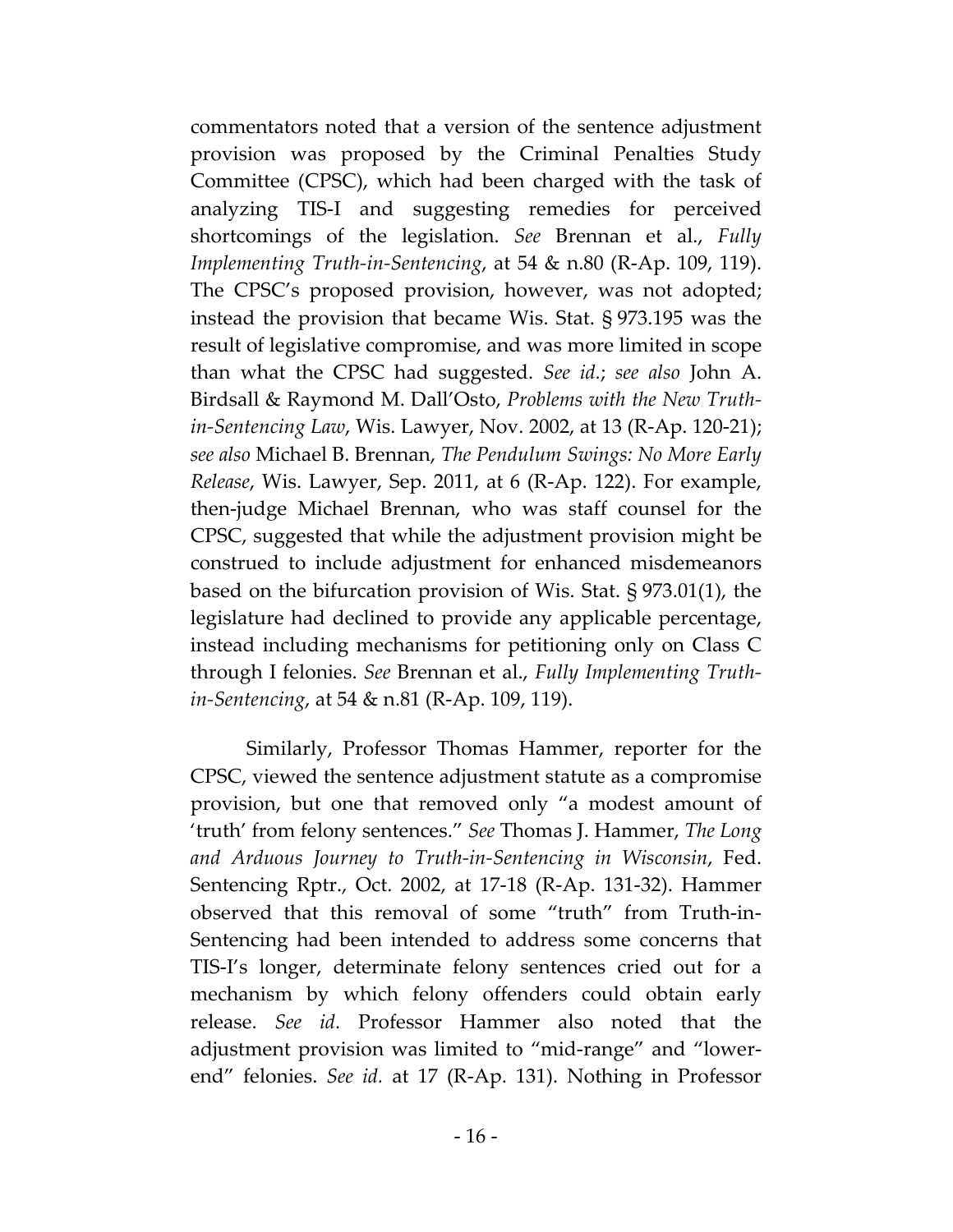commentators noted that a version of the sentence adjustment provision was proposed by the Criminal Penalties Study Committee (CPSC), which had been charged with the task of analyzing TIS-I and suggesting remedies for perceived shortcomings of the legislation. *See* Brennan et al., *Fully Implementing Truth-in-Sentencing*, at 54 & n.80 (R-Ap. 109, 119). The CPSC's proposed provision, however, was not adopted; instead the provision that became Wis. Stat. § 973.195 was the result of legislative compromise, and was more limited in scope than what the CPSC had suggested. *See id.*; *see also* John A. Birdsall & Raymond M. Dall'Osto, *Problems with the New Truth-in-Sentencing Law*, Wis. Lawyer, Nov. 2002, at 13 (R-Ap. 120-21); *see also* Michael B. Brennan, *The Pendulum Swings: No More Early Release*, Wis. Lawyer, Sep. 2011, at 6 (R-Ap. 122). For example, then-judge Michael Brennan, who was staff counsel for the CPSC, suggested that while the adjustment provision might be construed to include adjustment for enhanced misdemeanors based on the bifurcation provision of Wis. Stat. § 973.01(1), the legislature had declined to provide any applicable percentage, instead including mechanisms for petitioning only on Class C through I felonies. *See* Brennan et al., *Fully Implementing Truth-in-Sentencing*, at 54 & n.81 (R-Ap. 109, 119).

Similarly, Professor Thomas Hammer, reporter for the CPSC, viewed the sentence adjustment statute as a compromise provision, but one that removed only "a modest amount of 'truth' from felony sentences." *See* Thomas J. Hammer, *The Long and Arduous Journey to Truth-in-Sentencing in Wisconsin*, Fed. Sentencing Rptr., Oct. 2002, at 17-18 (R-Ap. 131-32). Hammer observed that this removal of some "truth" from Truth-in-Sentencing had been intended to address some concerns that TIS-I's longer, determinate felony sentences cried out for a mechanism by which felony offenders could obtain early release. *See id*. Professor Hammer also noted that the adjustment provision was limited to "mid-range" and "lower-end" felonies. *See id.* at 17 (R-Ap. 131). Nothing in Professor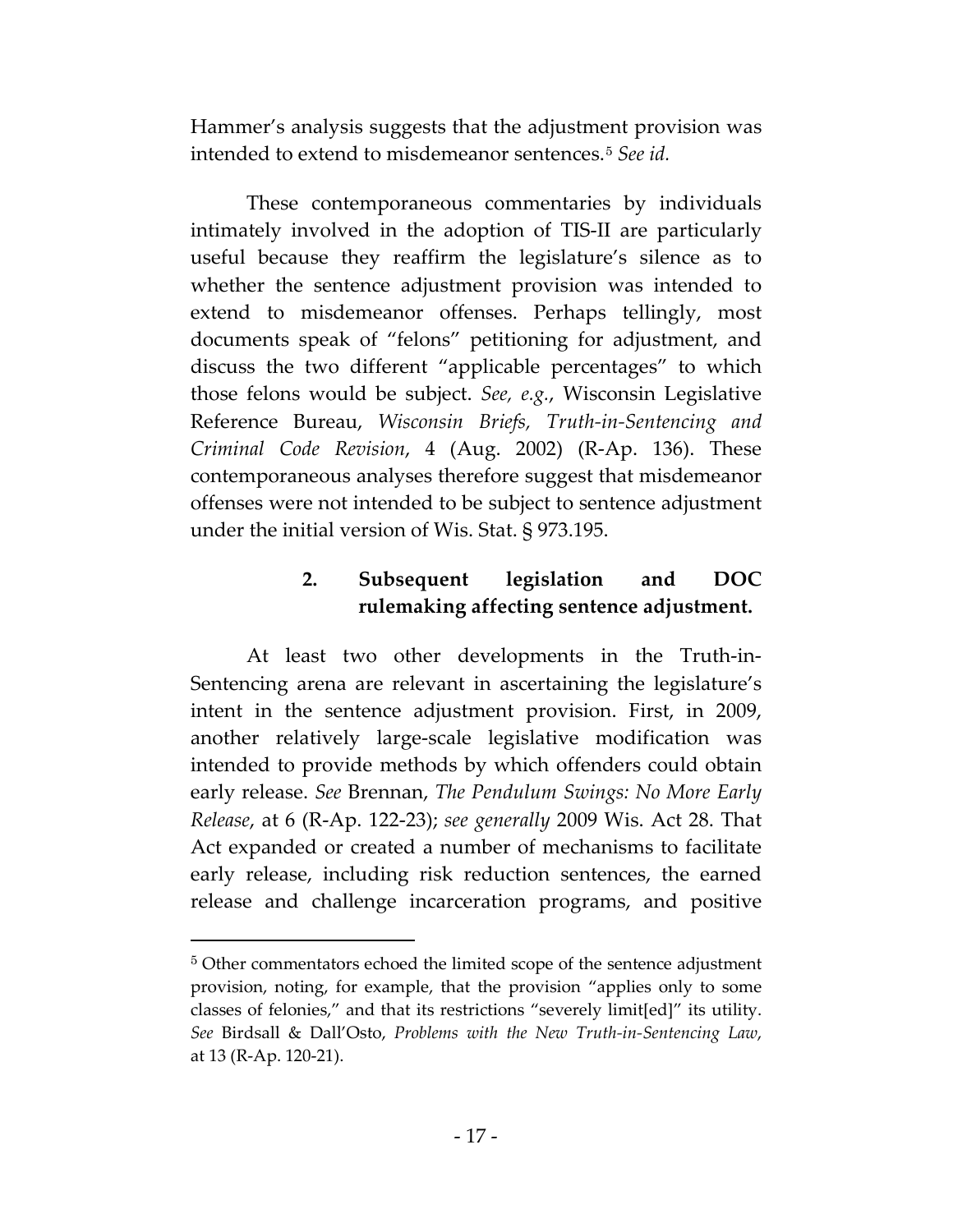Hammer's analysis suggests that the adjustment provision was intended to extend to misdemeanor sentences.[5] *See id.*

These contemporaneous commentaries by individuals intimately involved in the adoption of TIS-II are particularly useful because they reaffirm the legislature's silence as to whether the sentence adjustment provision was intended to extend to misdemeanor offenses. Perhaps tellingly, most documents speak of "felons" petitioning for adjustment, and discuss the two different "applicable percentages" to which those felons would be subject. *See, e.g.*, Wisconsin Legislative Reference Bureau, *Wisconsin Briefs, Truth-in-Sentencing and Criminal Code Revision*, 4 (Aug. 2002) (R-Ap. 136). These contemporaneous analyses therefore suggest that misdemeanor offenses were not intended to be subject to sentence adjustment under the initial version of Wis. Stat. § 973.195.

### 2. Subsequent legislation and DOC rulemaking affecting sentence adjustment.

At least two other developments in the Truth-in-Sentencing arena are relevant in ascertaining the legislature's intent in the sentence adjustment provision. First, in 2009, another relatively large-scale legislative modification was intended to provide methods by which offenders could obtain early release. *See* Brennan, *The Pendulum Swings: No More Early Release*, at 6 (R-Ap. 122-23); *see generally* 2009 Wis. Act 28. That Act expanded or created a number of mechanisms to facilitate early release, including risk reduction sentences, the earned release and challenge incarceration programs, and positive

---

[5] Other commentators echoed the limited scope of the sentence adjustment provision, noting, for example, that the provision "applies only to some classes of felonies," and that its restrictions "severely limit[ed]" its utility. *See* Birdsall & Dall'Osto, *Problems with the New Truth-in-Sentencing Law*, at 13 (R-Ap. 120-21).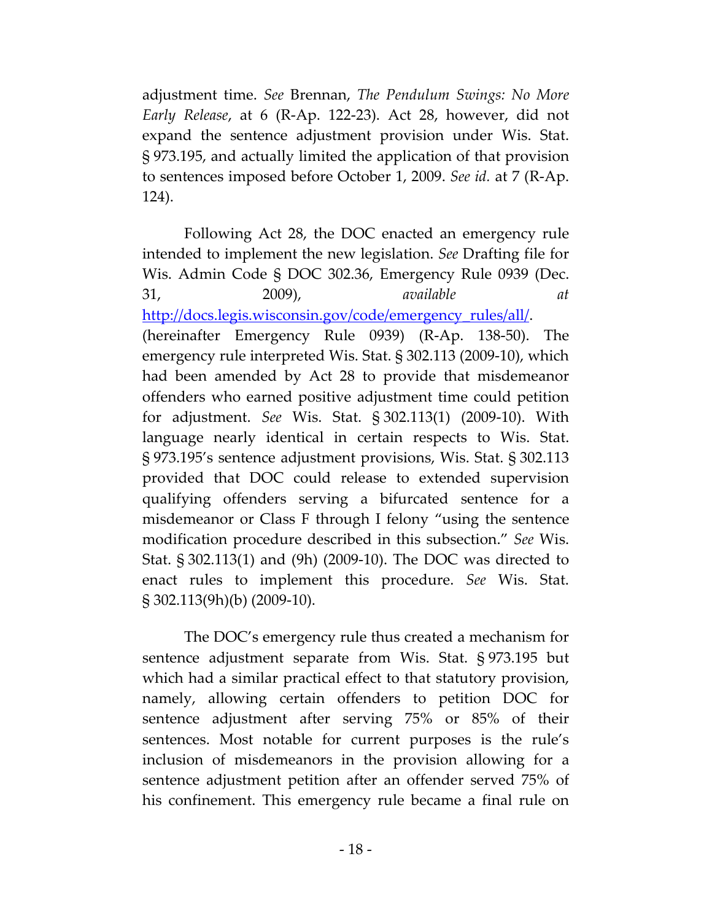adjustment time. *See* Brennan, *The Pendulum Swings: No More Early Release*, at 6 (R-Ap. 122-23). Act 28, however, did not expand the sentence adjustment provision under Wis. Stat. § 973.195, and actually limited the application of that provision to sentences imposed before October 1, 2009. *See id.* at 7 (R-Ap. 124).

Following Act 28, the DOC enacted an emergency rule intended to implement the new legislation. *See* Drafting file for Wis. Admin Code § DOC 302.36, Emergency Rule 0939 (Dec. 31, 2009), *available at* http://docs.legis.wisconsin.gov/code/emergency_rules/all/. (hereinafter Emergency Rule 0939) (R-Ap. 138-50). The emergency rule interpreted Wis. Stat. § 302.113 (2009-10), which had been amended by Act 28 to provide that misdemeanor offenders who earned positive adjustment time could petition for adjustment. *See* Wis. Stat. § 302.113(1) (2009-10). With language nearly identical in certain respects to Wis. Stat. § 973.195's sentence adjustment provisions, Wis. Stat. § 302.113 provided that DOC could release to extended supervision qualifying offenders serving a bifurcated sentence for a misdemeanor or Class F through I felony "using the sentence modification procedure described in this subsection." *See* Wis. Stat. § 302.113(1) and (9h) (2009-10). The DOC was directed to enact rules to implement this procedure. *See* Wis. Stat. § 302.113(9h)(b) (2009-10).

The DOC's emergency rule thus created a mechanism for sentence adjustment separate from Wis. Stat. § 973.195 but which had a similar practical effect to that statutory provision, namely, allowing certain offenders to petition DOC for sentence adjustment after serving 75% or 85% of their sentences. Most notable for current purposes is the rule's inclusion of misdemeanors in the provision allowing for a sentence adjustment petition after an offender served 75% of his confinement. This emergency rule became a final rule on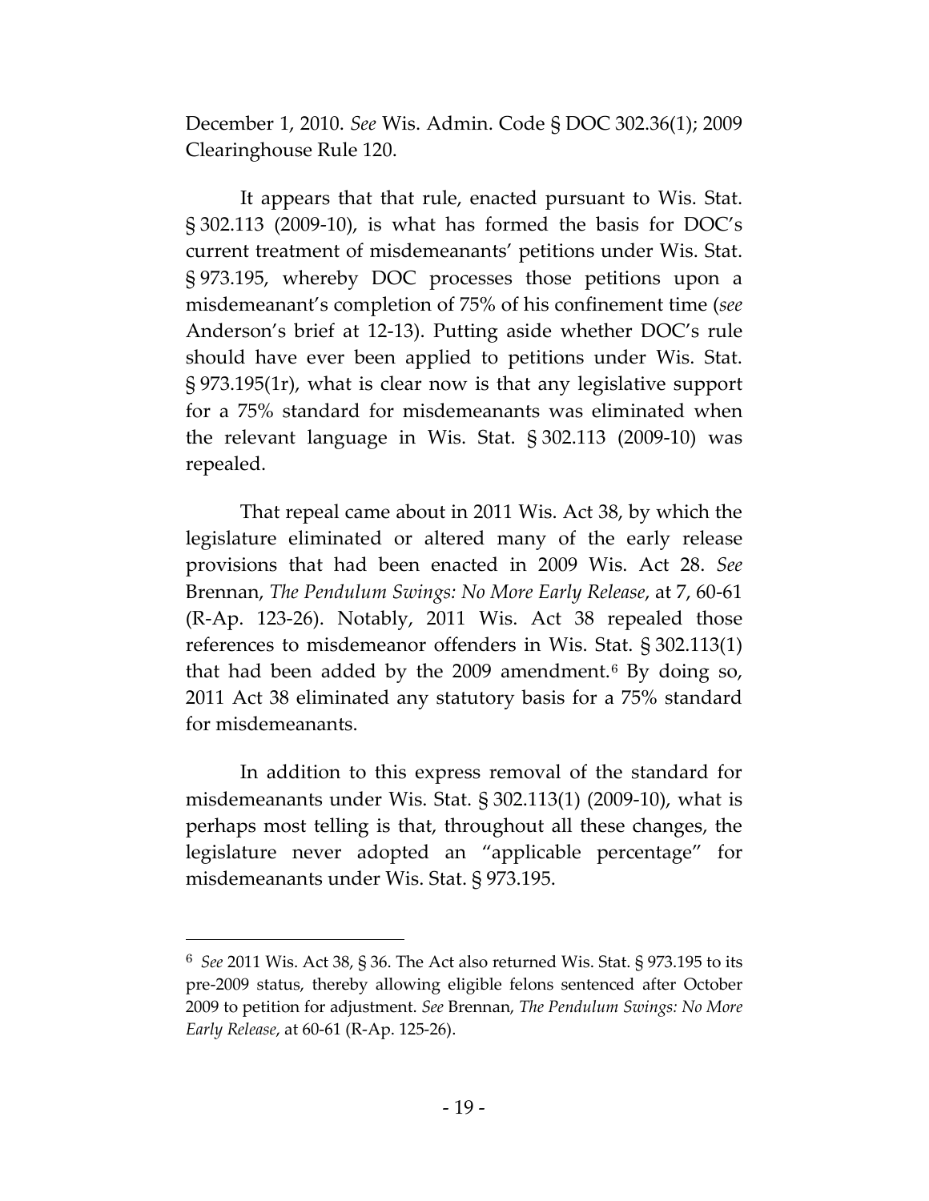December 1, 2010. *See* Wis. Admin. Code § DOC 302.36(1); 2009 Clearinghouse Rule 120.

It appears that that rule, enacted pursuant to Wis. Stat. § 302.113 (2009-10), is what has formed the basis for DOC's current treatment of misdemeanants' petitions under Wis. Stat. § 973.195, whereby DOC processes those petitions upon a misdemeanant's completion of 75% of his confinement time (*see* Anderson's brief at 12-13). Putting aside whether DOC's rule should have ever been applied to petitions under Wis. Stat. § 973.195(1r), what is clear now is that any legislative support for a 75% standard for misdemeanants was eliminated when the relevant language in Wis. Stat. § 302.113 (2009-10) was repealed.

That repeal came about in 2011 Wis. Act 38, by which the legislature eliminated or altered many of the early release provisions that had been enacted in 2009 Wis. Act 28. *See* Brennan, *The Pendulum Swings: No More Early Release*, at 7, 60-61 (R-Ap. 123-26). Notably, 2011 Wis. Act 38 repealed those references to misdemeanor offenders in Wis. Stat. § 302.113(1) that had been added by the 2009 amendment.[6] By doing so, 2011 Act 38 eliminated any statutory basis for a 75% standard for misdemeanants.

In addition to this express removal of the standard for misdemeanants under Wis. Stat. § 302.113(1) (2009-10), what is perhaps most telling is that, throughout all these changes, the legislature never adopted an "applicable percentage" for misdemeanants under Wis. Stat. § 973.195.

---

[6] *See* 2011 Wis. Act 38, § 36. The Act also returned Wis. Stat. § 973.195 to its pre-2009 status, thereby allowing eligible felons sentenced after October 2009 to petition for adjustment. *See* Brennan, *The Pendulum Swings: No More Early Release*, at 60-61 (R-Ap. 125-26).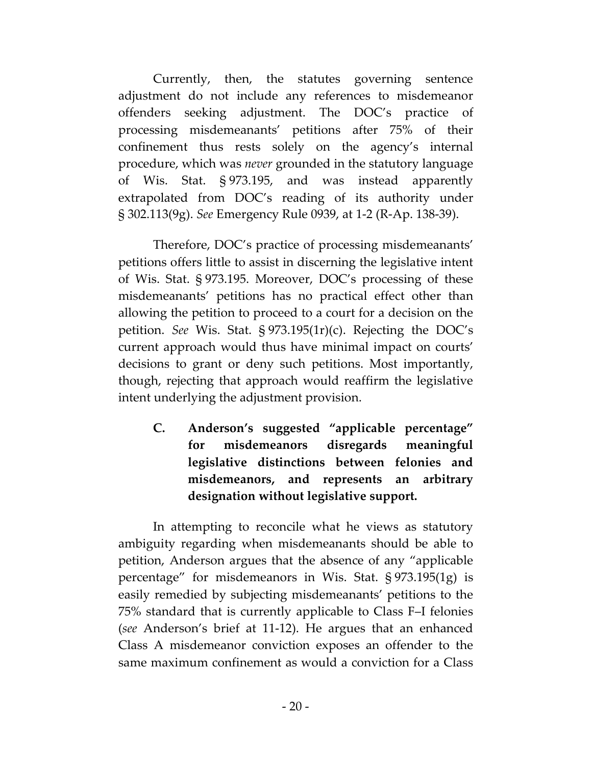Currently, then, the statutes governing sentence adjustment do not include any references to misdemeanor offenders seeking adjustment. The DOC's practice of processing misdemeanants' petitions after 75% of their confinement thus rests solely on the agency's internal procedure, which was *never* grounded in the statutory language of Wis. Stat. § 973.195, and was instead apparently extrapolated from DOC's reading of its authority under § 302.113(9g). *See* Emergency Rule 0939, at 1-2 (R-Ap. 138-39).

Therefore, DOC's practice of processing misdemeanants' petitions offers little to assist in discerning the legislative intent of Wis. Stat. § 973.195. Moreover, DOC's processing of these misdemeanants' petitions has no practical effect other than allowing the petition to proceed to a court for a decision on the petition. *See* Wis. Stat. § 973.195(1r)(c). Rejecting the DOC's current approach would thus have minimal impact on courts' decisions to grant or deny such petitions. Most importantly, though, rejecting that approach would reaffirm the legislative intent underlying the adjustment provision.

**C. Anderson's suggested "applicable percentage" for misdemeanors disregards meaningful legislative distinctions between felonies and misdemeanors, and represents an arbitrary designation without legislative support.**

In attempting to reconcile what he views as statutory ambiguity regarding when misdemeanants should be able to petition, Anderson argues that the absence of any "applicable percentage" for misdemeanors in Wis. Stat. § 973.195(1g) is easily remedied by subjecting misdemeanants' petitions to the 75% standard that is currently applicable to Class F–I felonies (*see* Anderson's brief at 11-12). He argues that an enhanced Class A misdemeanor conviction exposes an offender to the same maximum confinement as would a conviction for a Class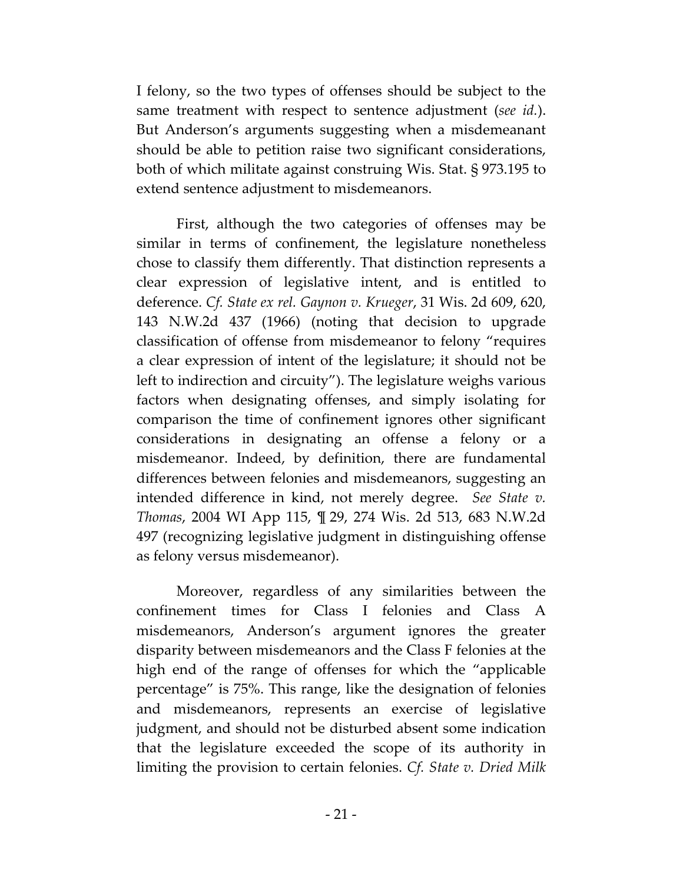I felony, so the two types of offenses should be subject to the same treatment with respect to sentence adjustment (*see id.*). But Anderson's arguments suggesting when a misdemeanant should be able to petition raise two significant considerations, both of which militate against construing Wis. Stat. § 973.195 to extend sentence adjustment to misdemeanors.

First, although the two categories of offenses may be similar in terms of confinement, the legislature nonetheless chose to classify them differently. That distinction represents a clear expression of legislative intent, and is entitled to deference. *Cf. State ex rel. Gaynon v. Krueger*, 31 Wis. 2d 609, 620, 143 N.W.2d 437 (1966) (noting that decision to upgrade classification of offense from misdemeanor to felony "requires a clear expression of intent of the legislature; it should not be left to indirection and circuity"). The legislature weighs various factors when designating offenses, and simply isolating for comparison the time of confinement ignores other significant considerations in designating an offense a felony or a misdemeanor. Indeed, by definition, there are fundamental differences between felonies and misdemeanors, suggesting an intended difference in kind, not merely degree. *See State v. Thomas*, 2004 WI App 115, ¶ 29, 274 Wis. 2d 513, 683 N.W.2d 497 (recognizing legislative judgment in distinguishing offense as felony versus misdemeanor).

Moreover, regardless of any similarities between the confinement times for Class I felonies and Class A misdemeanors, Anderson's argument ignores the greater disparity between misdemeanors and the Class F felonies at the high end of the range of offenses for which the "applicable percentage" is 75%. This range, like the designation of felonies and misdemeanors, represents an exercise of legislative judgment, and should not be disturbed absent some indication that the legislature exceeded the scope of its authority in limiting the provision to certain felonies. *Cf. State v. Dried Milk*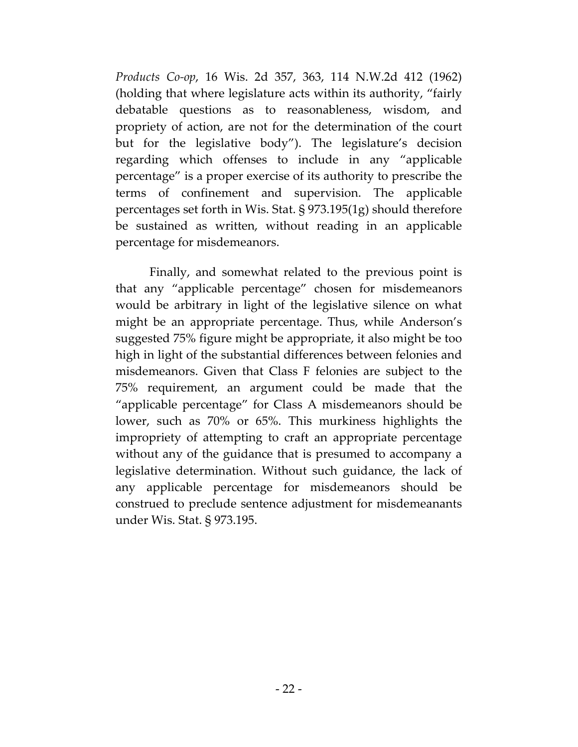*Products Co-op*, 16 Wis. 2d 357, 363, 114 N.W.2d 412 (1962) (holding that where legislature acts within its authority, "fairly debatable questions as to reasonableness, wisdom, and propriety of action, are not for the determination of the court but for the legislative body"). The legislature's decision regarding which offenses to include in any "applicable percentage" is a proper exercise of its authority to prescribe the terms of confinement and supervision. The applicable percentages set forth in Wis. Stat. § 973.195(1g) should therefore be sustained as written, without reading in an applicable percentage for misdemeanors.

Finally, and somewhat related to the previous point is that any "applicable percentage" chosen for misdemeanors would be arbitrary in light of the legislative silence on what might be an appropriate percentage. Thus, while Anderson's suggested 75% figure might be appropriate, it also might be too high in light of the substantial differences between felonies and misdemeanors. Given that Class F felonies are subject to the 75% requirement, an argument could be made that the "applicable percentage" for Class A misdemeanors should be lower, such as 70% or 65%. This murkiness highlights the impropriety of attempting to craft an appropriate percentage without any of the guidance that is presumed to accompany a legislative determination. Without such guidance, the lack of any applicable percentage for misdemeanors should be construed to preclude sentence adjustment for misdemeanants under Wis. Stat. § 973.195.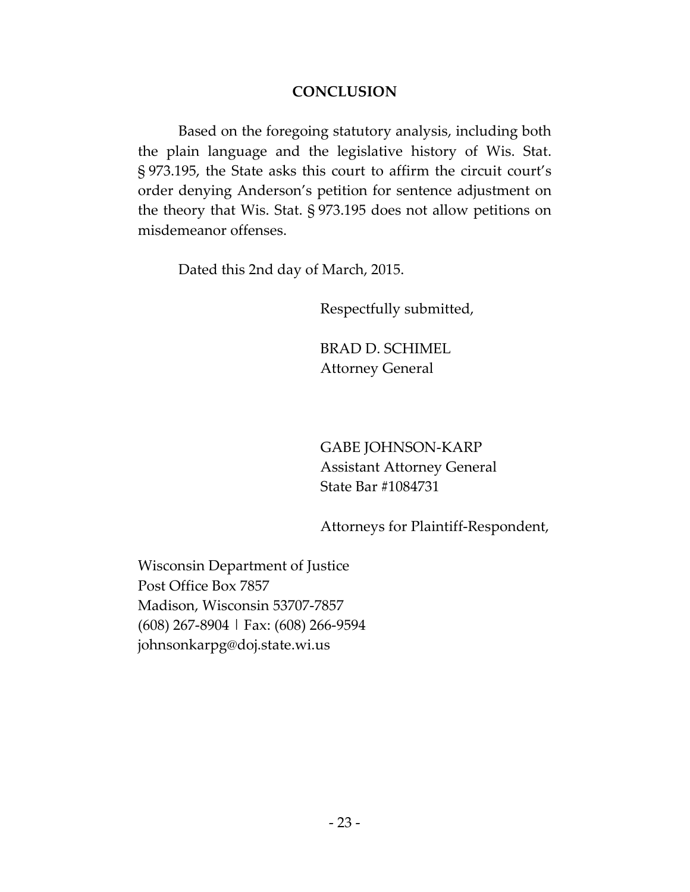## CONCLUSION

Based on the foregoing statutory analysis, including both the plain language and the legislative history of Wis. Stat. § 973.195, the State asks this court to affirm the circuit court's order denying Anderson's petition for sentence adjustment on the theory that Wis. Stat. § 973.195 does not allow petitions on misdemeanor offenses.

Dated this 2nd day of March, 2015.

Respectfully submitted,

BRAD D. SCHIMEL
Attorney General

GABE JOHNSON-KARP
Assistant Attorney General
State Bar #1084731

Attorneys for Plaintiff-Respondent,

Wisconsin Department of Justice
Post Office Box 7857
Madison, Wisconsin 53707-7857
(608) 267-8904 | Fax: (608) 266-9594
johnsonkarpg@doj.state.wi.us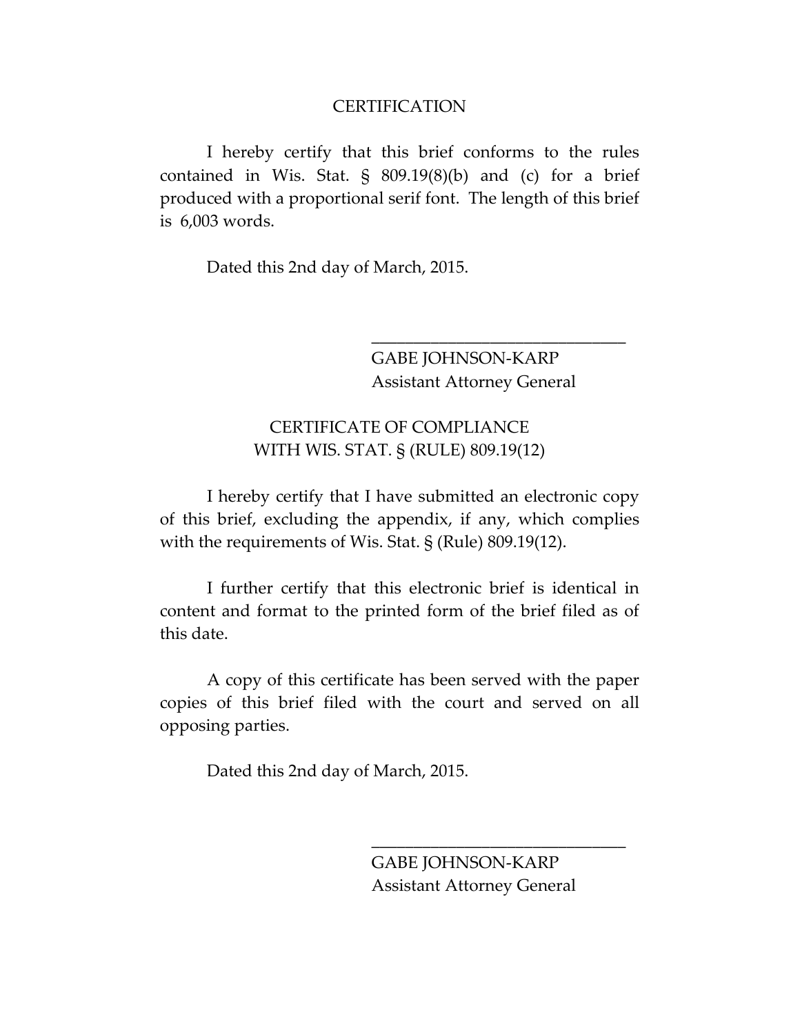## CERTIFICATION

I hereby certify that this brief conforms to the rules contained in Wis. Stat. § 809.19(8)(b) and (c) for a brief produced with a proportional serif font. The length of this brief is 6,003 words.

Dated this 2nd day of March, 2015.

\_\_\_\_\_\_\_\_\_\_\_\_\_\_\_\_\_\_\_\_\_\_\_\_\_\_\_\_\_\_
GABE JOHNSON-KARP
Assistant Attorney General

## CERTIFICATE OF COMPLIANCE WITH WIS. STAT. § (RULE) 809.19(12)

I hereby certify that I have submitted an electronic copy of this brief, excluding the appendix, if any, which complies with the requirements of Wis. Stat. § (Rule) 809.19(12).

I further certify that this electronic brief is identical in content and format to the printed form of the brief filed as of this date.

A copy of this certificate has been served with the paper copies of this brief filed with the court and served on all opposing parties.

Dated this 2nd day of March, 2015.

\_\_\_\_\_\_\_\_\_\_\_\_\_\_\_\_\_\_\_\_\_\_\_\_\_\_\_\_\_\_
GABE JOHNSON-KARP
Assistant Attorney General